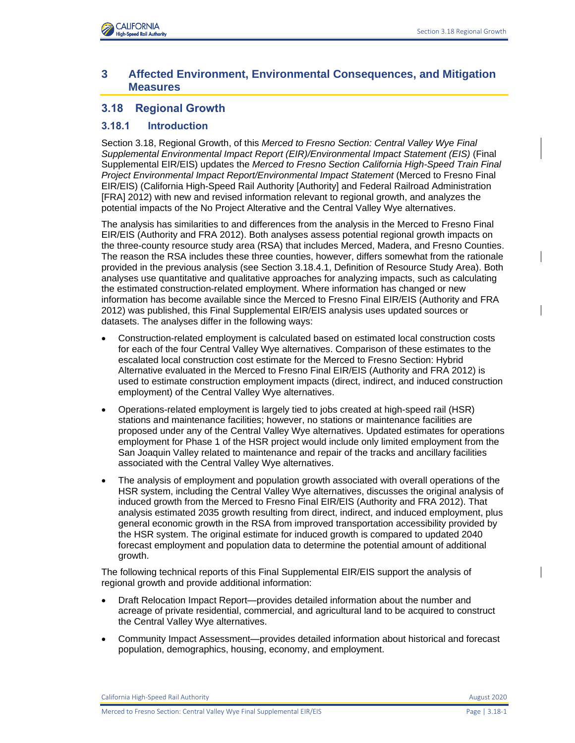# 3 Affected Environment, Environmental Consequences, and Mitigation Measures

## 3.18 Regional Growth

### 3.18.1 Introduction

Section 3.18, Regional Growth, of this *Merced to Fresno Section: Central Valley Wye Final Supplemental Environmental Impact Report (EIR)/Environmental Impact Statement (EIS)* (Final Supplemental EIR/EIS) updates the *Merced to Fresno Section California High-Speed Train Final Project Environmental Impact Report/Environmental Impact Statement* (Merced to Fresno Final EIR/EIS) (California High-Speed Rail Authority [Authority] and Federal Railroad Administration [FRA] 2012) with new and revised information relevant to regional growth, and analyzes the potential impacts of the No Project Alterative and the Central Valley Wye alternatives.

The analysis has similarities to and differences from the analysis in the Merced to Fresno Final EIR/EIS (Authority and FRA 2012). Both analyses assess potential regional growth impacts on the three-county resource study area (RSA) that includes Merced, Madera, and Fresno Counties. The reason the RSA includes these three counties, however, differs somewhat from the rationale provided in the previous analysis (see Section 3.18.4.1, Definition of Resource Study Area). Both analyses use quantitative and qualitative approaches for analyzing impacts, such as calculating the estimated construction-related employment. Where information has changed or new information has become available since the Merced to Fresno Final EIR/EIS (Authority and FRA 2012) was published, this Final Supplemental EIR/EIS analysis uses updated sources or datasets. The analyses differ in the following ways:

- Construction-related employment is calculated based on estimated local construction costs for each of the four Central Valley Wye alternatives. Comparison of these estimates to the escalated local construction cost estimate for the Merced to Fresno Section: Hybrid Alternative evaluated in the Merced to Fresno Final EIR/EIS (Authority and FRA 2012) is used to estimate construction employment impacts (direct, indirect, and induced construction employment) of the Central Valley Wye alternatives.
- Operations-related employment is largely tied to jobs created at high-speed rail (HSR) stations and maintenance facilities; however, no stations or maintenance facilities are proposed under any of the Central Valley Wye alternatives. Updated estimates for operations employment for Phase 1 of the HSR project would include only limited employment from the San Joaquin Valley related to maintenance and repair of the tracks and ancillary facilities associated with the Central Valley Wye alternatives.
- The analysis of employment and population growth associated with overall operations of the HSR system, including the Central Valley Wye alternatives, discusses the original analysis of induced growth from the Merced to Fresno Final EIR/EIS (Authority and FRA 2012). That analysis estimated 2035 growth resulting from direct, indirect, and induced employment, plus general economic growth in the RSA from improved transportation accessibility provided by the HSR system. The original estimate for induced growth is compared to updated 2040 forecast employment and population data to determine the potential amount of additional growth.

The following technical reports of this Final Supplemental EIR/EIS support the analysis of regional growth and provide additional information:

- Draft Relocation Impact Report—provides detailed information about the number and acreage of private residential, commercial, and agricultural land to be acquired to construct the Central Valley Wye alternatives.
- Community Impact Assessment—provides detailed information about historical and forecast population, demographics, housing, economy, and employment.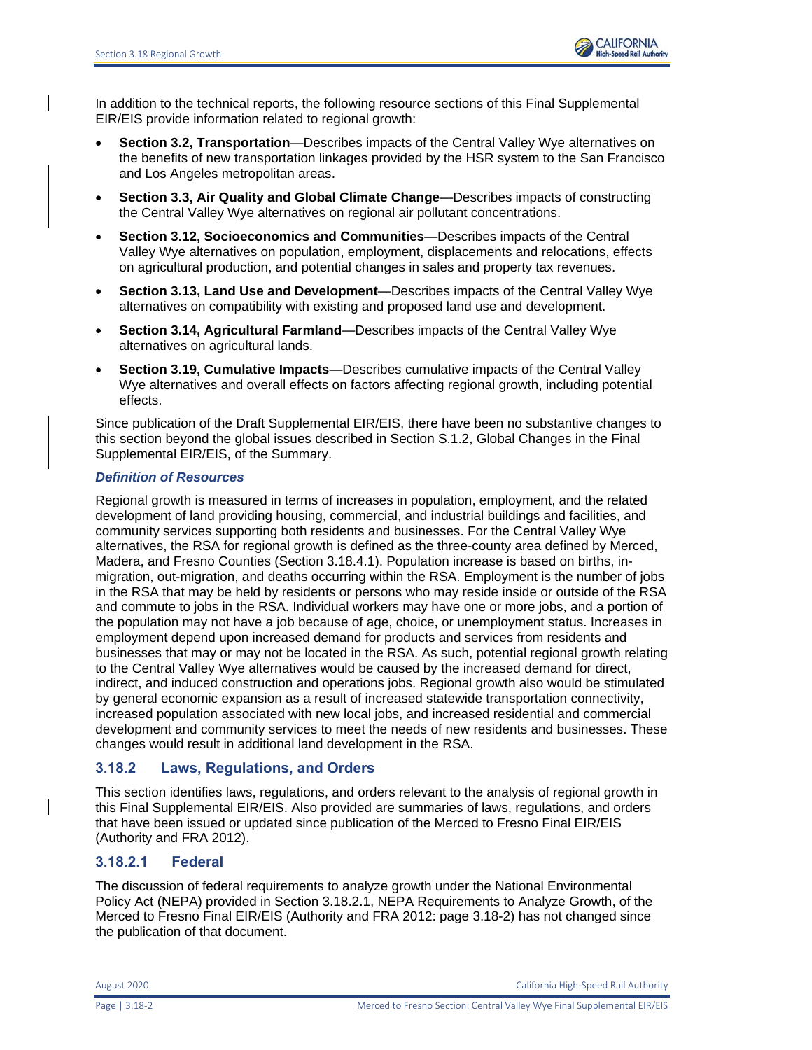In addition to the technical reports, the following resource sections of this Final Supplemental EIR/EIS provide information related to regional growth:

- **Section 3.2, Transportation**—Describes impacts of the Central Valley Wye alternatives on the benefits of new transportation linkages provided by the HSR system to the San Francisco and Los Angeles metropolitan areas.
- **Section 3.3, Air Quality and Global Climate Change**—Describes impacts of constructing the Central Valley Wye alternatives on regional air pollutant concentrations.
- **Section 3.12, Socioeconomics and Communities**—Describes impacts of the Central Valley Wye alternatives on population, employment, displacements and relocations, effects on agricultural production, and potential changes in sales and property tax revenues.
- **Section 3.13, Land Use and Development**—Describes impacts of the Central Valley Wye alternatives on compatibility with existing and proposed land use and development.
- **Section 3.14, Agricultural Farmland**—Describes impacts of the Central Valley Wye alternatives on agricultural lands.
- **Section 3.19, Cumulative Impacts**—Describes cumulative impacts of the Central Valley Wye alternatives and overall effects on factors affecting regional growth, including potential effects.

Since publication of the Draft Supplemental EIR/EIS, there have been no substantive changes to this section beyond the global issues described in Section S.1.2, Global Changes in the Final Supplemental EIR/EIS, of the Summary.

***Definition of Resources***

Regional growth is measured in terms of increases in population, employment, and the related development of land providing housing, commercial, and industrial buildings and facilities, and community services supporting both residents and businesses. For the Central Valley Wye alternatives, the RSA for regional growth is defined as the three-county area defined by Merced, Madera, and Fresno Counties (Section 3.18.4.1). Population increase is based on births, in-migration, out-migration, and deaths occurring within the RSA. Employment is the number of jobs in the RSA that may be held by residents or persons who may reside inside or outside of the RSA and commute to jobs in the RSA. Individual workers may have one or more jobs, and a portion of the population may not have a job because of age, choice, or unemployment status. Increases in employment depend upon increased demand for products and services from residents and businesses that may or may not be located in the RSA. As such, potential regional growth relating to the Central Valley Wye alternatives would be caused by the increased demand for direct, indirect, and induced construction and operations jobs. Regional growth also would be stimulated by general economic expansion as a result of increased statewide transportation connectivity, increased population associated with new local jobs, and increased residential and commercial development and community services to meet the needs of new residents and businesses. These changes would result in additional land development in the RSA.

## 3.18.2 Laws, Regulations, and Orders

This section identifies laws, regulations, and orders relevant to the analysis of regional growth in this Final Supplemental EIR/EIS. Also provided are summaries of laws, regulations, and orders that have been issued or updated since publication of the Merced to Fresno Final EIR/EIS (Authority and FRA 2012).

### 3.18.2.1 Federal

The discussion of federal requirements to analyze growth under the National Environmental Policy Act (NEPA) provided in Section 3.18.2.1, NEPA Requirements to Analyze Growth, of the Merced to Fresno Final EIR/EIS (Authority and FRA 2012: page 3.18-2) has not changed since the publication of that document.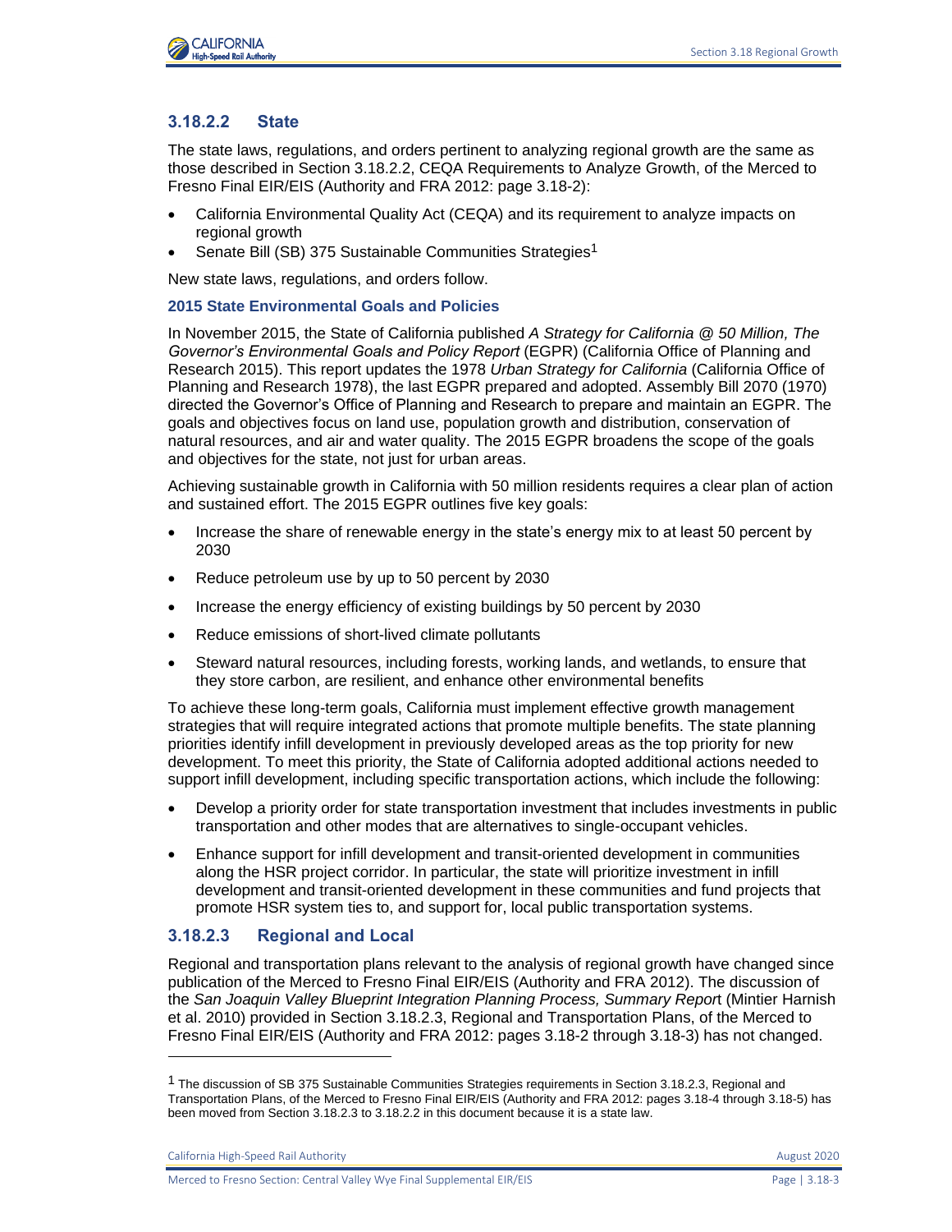### 3.18.2.2 State

The state laws, regulations, and orders pertinent to analyzing regional growth are the same as those described in Section 3.18.2.2, CEQA Requirements to Analyze Growth, of the Merced to Fresno Final EIR/EIS (Authority and FRA 2012: page 3.18-2):

- California Environmental Quality Act (CEQA) and its requirement to analyze impacts on regional growth
- Senate Bill (SB) 375 Sustainable Communities Strategies[1]

New state laws, regulations, and orders follow.

#### 2015 State Environmental Goals and Policies

In November 2015, the State of California published *A Strategy for California @ 50 Million, The Governor's Environmental Goals and Policy Report* (EGPR) (California Office of Planning and Research 2015). This report updates the 1978 *Urban Strategy for California* (California Office of Planning and Research 1978), the last EGPR prepared and adopted. Assembly Bill 2070 (1970) directed the Governor's Office of Planning and Research to prepare and maintain an EGPR. The goals and objectives focus on land use, population growth and distribution, conservation of natural resources, and air and water quality. The 2015 EGPR broadens the scope of the goals and objectives for the state, not just for urban areas.

Achieving sustainable growth in California with 50 million residents requires a clear plan of action and sustained effort. The 2015 EGPR outlines five key goals:

- Increase the share of renewable energy in the state's energy mix to at least 50 percent by 2030
- Reduce petroleum use by up to 50 percent by 2030
- Increase the energy efficiency of existing buildings by 50 percent by 2030
- Reduce emissions of short-lived climate pollutants
- Steward natural resources, including forests, working lands, and wetlands, to ensure that they store carbon, are resilient, and enhance other environmental benefits

To achieve these long-term goals, California must implement effective growth management strategies that will require integrated actions that promote multiple benefits. The state planning priorities identify infill development in previously developed areas as the top priority for new development. To meet this priority, the State of California adopted additional actions needed to support infill development, including specific transportation actions, which include the following:

- Develop a priority order for state transportation investment that includes investments in public transportation and other modes that are alternatives to single-occupant vehicles.
- Enhance support for infill development and transit-oriented development in communities along the HSR project corridor. In particular, the state will prioritize investment in infill development and transit-oriented development in these communities and fund projects that promote HSR system ties to, and support for, local public transportation systems.

### 3.18.2.3 Regional and Local

Regional and transportation plans relevant to the analysis of regional growth have changed since publication of the Merced to Fresno Final EIR/EIS (Authority and FRA 2012). The discussion of the *San Joaquin Valley Blueprint Integration Planning Process, Summary Report* (Mintier Harnish et al. 2010) provided in Section 3.18.2.3, Regional and Transportation Plans, of the Merced to Fresno Final EIR/EIS (Authority and FRA 2012: pages 3.18-2 through 3.18-3) has not changed.

---

[1] The discussion of SB 375 Sustainable Communities Strategies requirements in Section 3.18.2.3, Regional and Transportation Plans, of the Merced to Fresno Final EIR/EIS (Authority and FRA 2012: pages 3.18-4 through 3.18-5) has been moved from Section 3.18.2.3 to 3.18.2.2 in this document because it is a state law.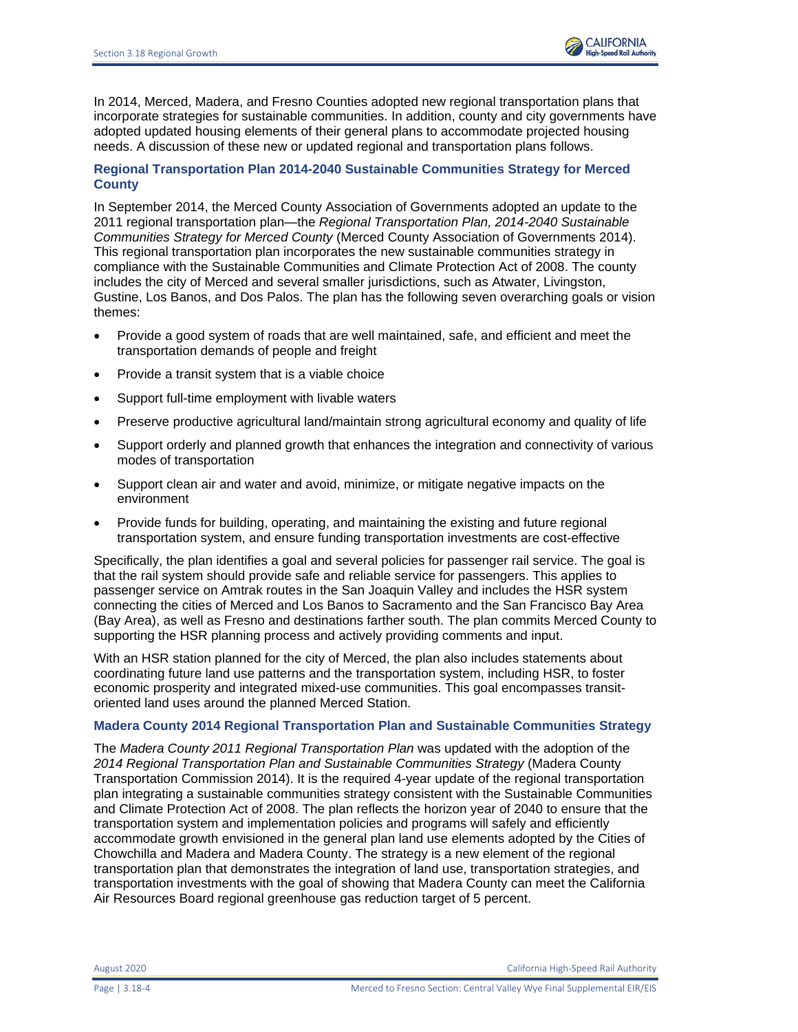In 2014, Merced, Madera, and Fresno Counties adopted new regional transportation plans that incorporate strategies for sustainable communities. In addition, county and city governments have adopted updated housing elements of their general plans to accommodate projected housing needs. A discussion of these new or updated regional and transportation plans follows.

### Regional Transportation Plan 2014-2040 Sustainable Communities Strategy for Merced County

In September 2014, the Merced County Association of Governments adopted an update to the 2011 regional transportation plan—the *Regional Transportation Plan, 2014-2040 Sustainable Communities Strategy for Merced County* (Merced County Association of Governments 2014). This regional transportation plan incorporates the new sustainable communities strategy in compliance with the Sustainable Communities and Climate Protection Act of 2008. The county includes the city of Merced and several smaller jurisdictions, such as Atwater, Livingston, Gustine, Los Banos, and Dos Palos. The plan has the following seven overarching goals or vision themes:

- Provide a good system of roads that are well maintained, safe, and efficient and meet the transportation demands of people and freight
- Provide a transit system that is a viable choice
- Support full-time employment with livable waters
- Preserve productive agricultural land/maintain strong agricultural economy and quality of life
- Support orderly and planned growth that enhances the integration and connectivity of various modes of transportation
- Support clean air and water and avoid, minimize, or mitigate negative impacts on the environment
- Provide funds for building, operating, and maintaining the existing and future regional transportation system, and ensure funding transportation investments are cost-effective

Specifically, the plan identifies a goal and several policies for passenger rail service. The goal is that the rail system should provide safe and reliable service for passengers. This applies to passenger service on Amtrak routes in the San Joaquin Valley and includes the HSR system connecting the cities of Merced and Los Banos to Sacramento and the San Francisco Bay Area (Bay Area), as well as Fresno and destinations farther south. The plan commits Merced County to supporting the HSR planning process and actively providing comments and input.

With an HSR station planned for the city of Merced, the plan also includes statements about coordinating future land use patterns and the transportation system, including HSR, to foster economic prosperity and integrated mixed-use communities. This goal encompasses transit-oriented land uses around the planned Merced Station.

### Madera County 2014 Regional Transportation Plan and Sustainable Communities Strategy

The *Madera County 2011 Regional Transportation Plan* was updated with the adoption of the *2014 Regional Transportation Plan and Sustainable Communities Strategy* (Madera County Transportation Commission 2014). It is the required 4-year update of the regional transportation plan integrating a sustainable communities strategy consistent with the Sustainable Communities and Climate Protection Act of 2008. The plan reflects the horizon year of 2040 to ensure that the transportation system and implementation policies and programs will safely and efficiently accommodate growth envisioned in the general plan land use elements adopted by the Cities of Chowchilla and Madera and Madera County. The strategy is a new element of the regional transportation plan that demonstrates the integration of land use, transportation strategies, and transportation investments with the goal of showing that Madera County can meet the California Air Resources Board regional greenhouse gas reduction target of 5 percent.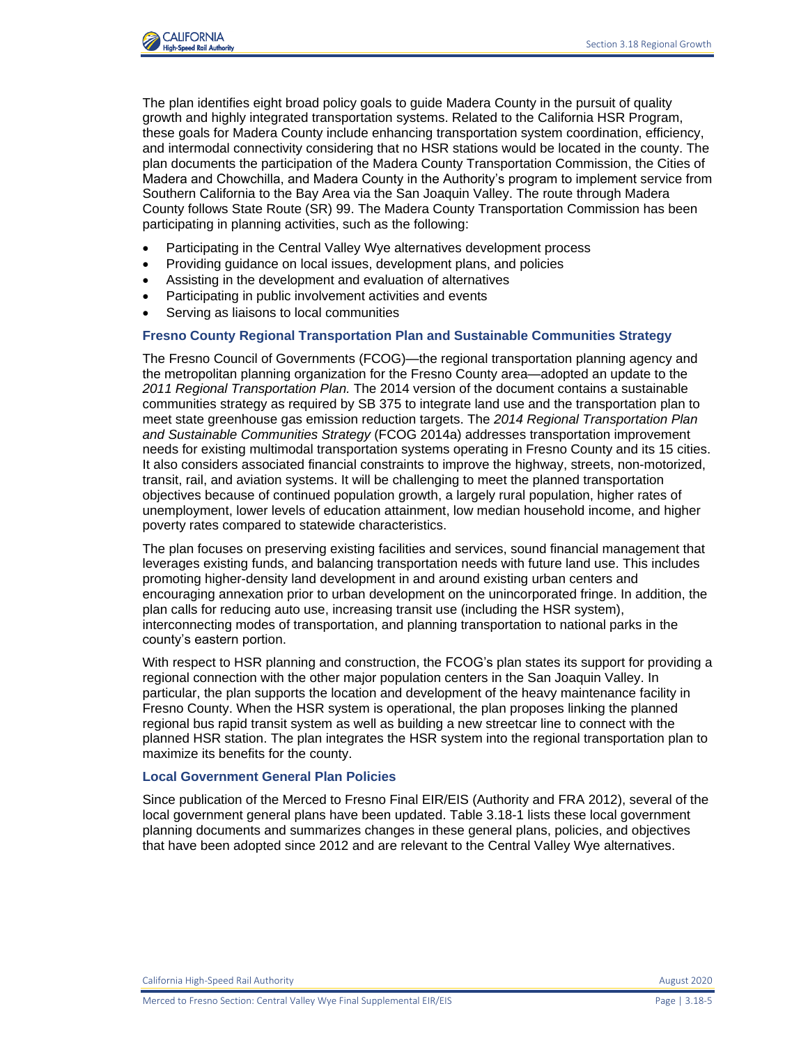The plan identifies eight broad policy goals to guide Madera County in the pursuit of quality growth and highly integrated transportation systems. Related to the California HSR Program, these goals for Madera County include enhancing transportation system coordination, efficiency, and intermodal connectivity considering that no HSR stations would be located in the county. The plan documents the participation of the Madera County Transportation Commission, the Cities of Madera and Chowchilla, and Madera County in the Authority's program to implement service from Southern California to the Bay Area via the San Joaquin Valley. The route through Madera County follows State Route (SR) 99. The Madera County Transportation Commission has been participating in planning activities, such as the following:

- Participating in the Central Valley Wye alternatives development process
- Providing guidance on local issues, development plans, and policies
- Assisting in the development and evaluation of alternatives
- Participating in public involvement activities and events
- Serving as liaisons to local communities

#### Fresno County Regional Transportation Plan and Sustainable Communities Strategy

The Fresno Council of Governments (FCOG)—the regional transportation planning agency and the metropolitan planning organization for the Fresno County area—adopted an update to the *2011 Regional Transportation Plan.* The 2014 version of the document contains a sustainable communities strategy as required by SB 375 to integrate land use and the transportation plan to meet state greenhouse gas emission reduction targets. The *2014 Regional Transportation Plan and Sustainable Communities Strategy* (FCOG 2014a) addresses transportation improvement needs for existing multimodal transportation systems operating in Fresno County and its 15 cities. It also considers associated financial constraints to improve the highway, streets, non-motorized, transit, rail, and aviation systems. It will be challenging to meet the planned transportation objectives because of continued population growth, a largely rural population, higher rates of unemployment, lower levels of education attainment, low median household income, and higher poverty rates compared to statewide characteristics.

The plan focuses on preserving existing facilities and services, sound financial management that leverages existing funds, and balancing transportation needs with future land use. This includes promoting higher-density land development in and around existing urban centers and encouraging annexation prior to urban development on the unincorporated fringe. In addition, the plan calls for reducing auto use, increasing transit use (including the HSR system), interconnecting modes of transportation, and planning transportation to national parks in the county's eastern portion.

With respect to HSR planning and construction, the FCOG's plan states its support for providing a regional connection with the other major population centers in the San Joaquin Valley. In particular, the plan supports the location and development of the heavy maintenance facility in Fresno County. When the HSR system is operational, the plan proposes linking the planned regional bus rapid transit system as well as building a new streetcar line to connect with the planned HSR station. The plan integrates the HSR system into the regional transportation plan to maximize its benefits for the county.

#### Local Government General Plan Policies

Since publication of the Merced to Fresno Final EIR/EIS (Authority and FRA 2012), several of the local government general plans have been updated. Table 3.18-1 lists these local government planning documents and summarizes changes in these general plans, policies, and objectives that have been adopted since 2012 and are relevant to the Central Valley Wye alternatives.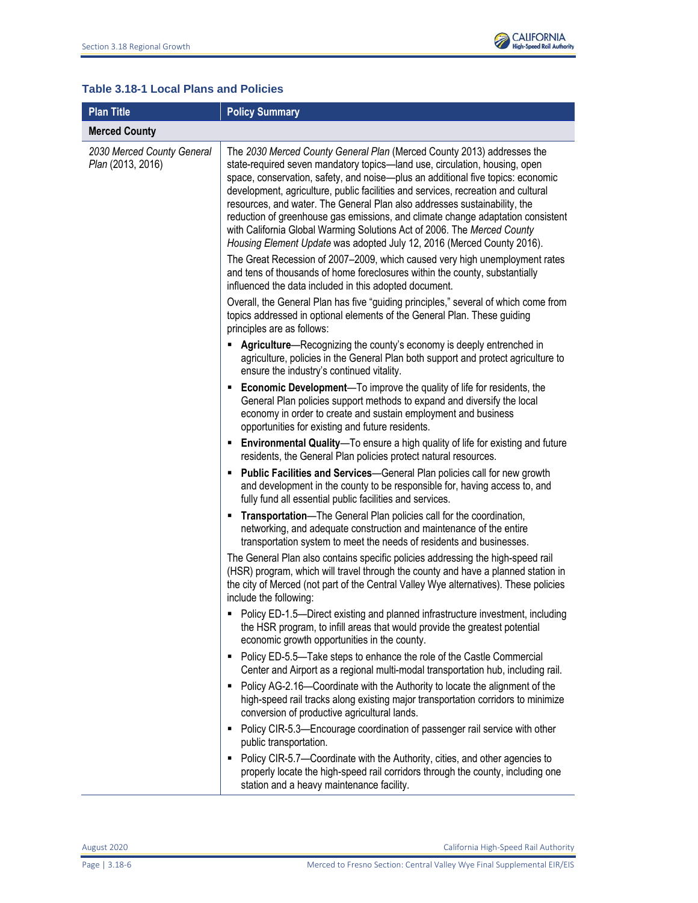### Table 3.18-1 Local Plans and Policies

| Plan Title | Policy Summary |
|---|---|
| **Merced County** | |
| *2030 Merced County General Plan* (2013, 2016) | The *2030 Merced County General Plan* (Merced County 2013) addresses the state-required seven mandatory topics—land use, circulation, housing, open space, conservation, safety, and noise—plus an additional five topics: economic development, agriculture, public facilities and services, recreation and cultural resources, and water. The General Plan also addresses sustainability, the reduction of greenhouse gas emissions, and climate change adaptation consistent with California Global Warming Solutions Act of 2006. The *Merced County Housing Element Update* was adopted July 12, 2016 (Merced County 2016).<br><br>The Great Recession of 2007–2009, which caused very high unemployment rates and tens of thousands of home foreclosures within the county, substantially influenced the data included in this adopted document.<br><br>Overall, the General Plan has five "guiding principles," several of which come from topics addressed in optional elements of the General Plan. These guiding principles are as follows:<br>▪ **Agriculture**—Recognizing the county's economy is deeply entrenched in agriculture, policies in the General Plan both support and protect agriculture to ensure the industry's continued vitality.<br>▪ **Economic Development**—To improve the quality of life for residents, the General Plan policies support methods to expand and diversify the local economy in order to create and sustain employment and business opportunities for existing and future residents.<br>▪ **Environmental Quality**—To ensure a high quality of life for existing and future residents, the General Plan policies protect natural resources.<br>▪ **Public Facilities and Services**—General Plan policies call for new growth and development in the county to be responsible for, having access to, and fully fund all essential public facilities and services.<br>▪ **Transportation**—The General Plan policies call for the coordination, networking, and adequate construction and maintenance of the entire transportation system to meet the needs of residents and businesses.<br><br>The General Plan also contains specific policies addressing the high-speed rail (HSR) program, which will travel through the county and have a planned station in the city of Merced (not part of the Central Valley Wye alternatives). These policies include the following:<br>▪ Policy ED-1.5—Direct existing and planned infrastructure investment, including the HSR program, to infill areas that would provide the greatest potential economic growth opportunities in the county.<br>▪ Policy ED-5.5—Take steps to enhance the role of the Castle Commercial Center and Airport as a regional multi-modal transportation hub, including rail.<br>▪ Policy AG-2.16—Coordinate with the Authority to locate the alignment of the high-speed rail tracks along existing major transportation corridors to minimize conversion of productive agricultural lands.<br>▪ Policy CIR-5.3—Encourage coordination of passenger rail service with other public transportation.<br>▪ Policy CIR-5.7—Coordinate with the Authority, cities, and other agencies to properly locate the high-speed rail corridors through the county, including one station and a heavy maintenance facility. |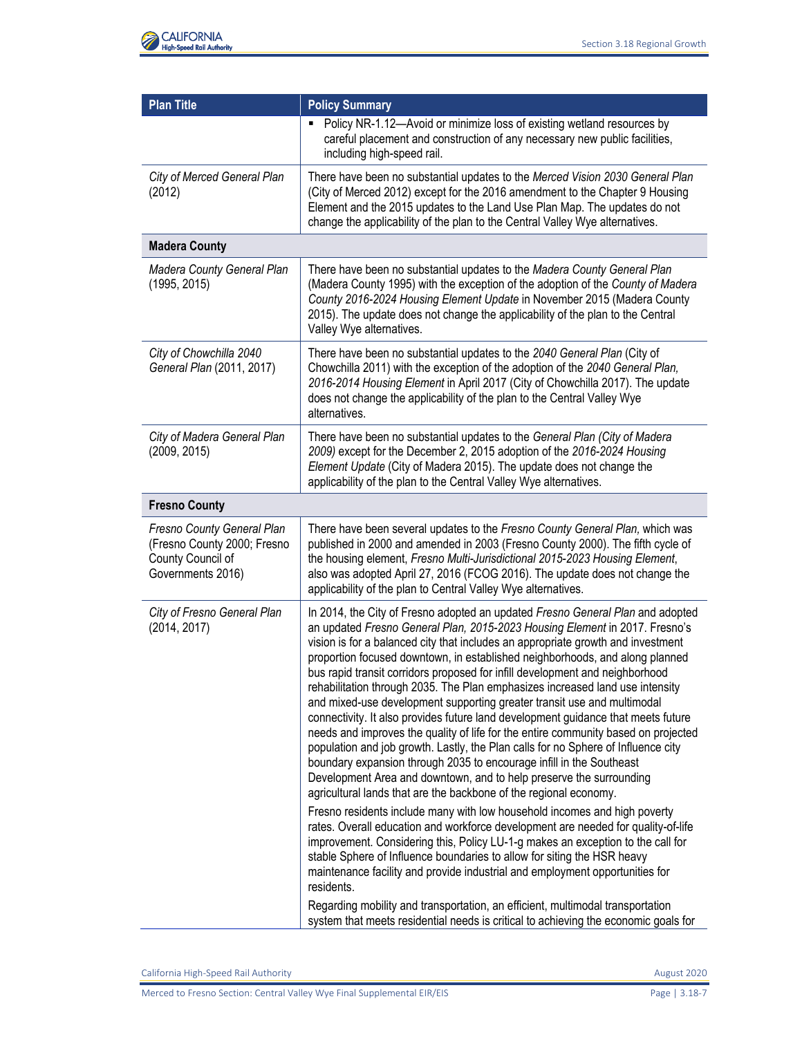| Plan Title | Policy Summary |
|---|---|
| | ▪ Policy NR-1.12—Avoid or minimize loss of existing wetland resources by careful placement and construction of any necessary new public facilities, including high-speed rail. |
| *City of Merced General Plan* (2012) | There have been no substantial updates to the *Merced Vision 2030 General Plan* (City of Merced 2012) except for the 2016 amendment to the Chapter 9 Housing Element and the 2015 updates to the Land Use Plan Map. The updates do not change the applicability of the plan to the Central Valley Wye alternatives. |
| **Madera County** | |
| *Madera County General Plan* (1995, 2015) | There have been no substantial updates to the *Madera County General Plan* (Madera County 1995) with the exception of the adoption of the *County of Madera County 2016-2024 Housing Element Update* in November 2015 (Madera County 2015). The update does not change the applicability of the plan to the Central Valley Wye alternatives. |
| *City of Chowchilla 2040 General Plan* (2011, 2017) | There have been no substantial updates to the *2040 General Plan* (City of Chowchilla 2011) with the exception of the adoption of the *2040 General Plan, 2016-2014 Housing Element* in April 2017 (City of Chowchilla 2017). The update does not change the applicability of the plan to the Central Valley Wye alternatives. |
| *City of Madera General Plan* (2009, 2015) | There have been no substantial updates to the *General Plan (City of Madera 2009)* except for the December 2, 2015 adoption of the *2016-2024 Housing Element Update* (City of Madera 2015). The update does not change the applicability of the plan to the Central Valley Wye alternatives. |
| **Fresno County** | |
| *Fresno County General Plan* (Fresno County 2000; Fresno County Council of Governments 2016) | There have been several updates to the *Fresno County General Plan*, which was published in 2000 and amended in 2003 (Fresno County 2000). The fifth cycle of the housing element, *Fresno Multi-Jurisdictional 2015-2023 Housing Element*, also was adopted April 27, 2016 (FCOG 2016). The update does not change the applicability of the plan to Central Valley Wye alternatives. |
| *City of Fresno General Plan* (2014, 2017) | In 2014, the City of Fresno adopted an updated *Fresno General Plan* and adopted an updated *Fresno General Plan, 2015-2023 Housing Element* in 2017. Fresno's vision is for a balanced city that includes an appropriate growth and investment proportion focused downtown, in established neighborhoods, and along planned bus rapid transit corridors proposed for infill development and neighborhood rehabilitation through 2035. The Plan emphasizes increased land use intensity and mixed-use development supporting greater transit use and multimodal connectivity. It also provides future land development guidance that meets future needs and improves the quality of life for the entire community based on projected population and job growth. Lastly, the Plan calls for no Sphere of Influence city boundary expansion through 2035 to encourage infill in the Southeast Development Area and downtown, and to help preserve the surrounding agricultural lands that are the backbone of the regional economy.<br><br>Fresno residents include many with low household incomes and high poverty rates. Overall education and workforce development are needed for quality-of-life improvement. Considering this, Policy LU-1-g makes an exception to the call for stable Sphere of Influence boundaries to allow for siting the HSR heavy maintenance facility and provide industrial and employment opportunities for residents.<br><br>Regarding mobility and transportation, an efficient, multimodal transportation system that meets residential needs is critical to achieving the economic goals for |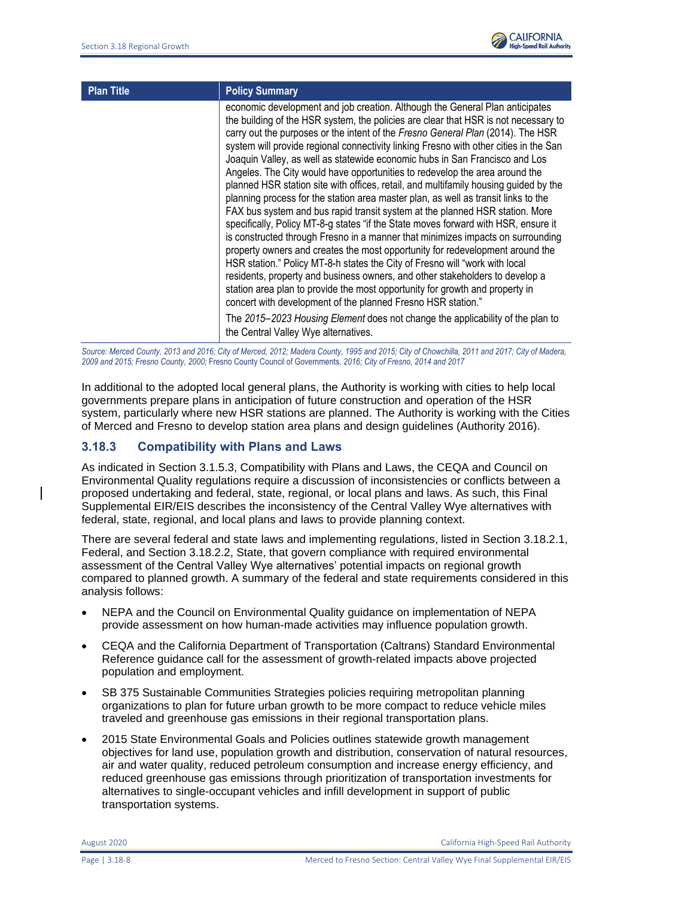| Plan Title | Policy Summary |
|---|---|
| | economic development and job creation. Although the General Plan anticipates the building of the HSR system, the policies are clear that HSR is not necessary to carry out the purposes or the intent of the *Fresno General Plan* (2014). The HSR system will provide regional connectivity linking Fresno with other cities in the San Joaquin Valley, as well as statewide economic hubs in San Francisco and Los Angeles. The City would have opportunities to redevelop the area around the planned HSR station site with offices, retail, and multifamily housing guided by the planning process for the station area master plan, as well as transit links to the FAX bus system and bus rapid transit system at the planned HSR station. More specifically, Policy MT-8-g states "if the State moves forward with HSR, ensure it is constructed through Fresno in a manner that minimizes impacts on surrounding property owners and creates the most opportunity for redevelopment around the HSR station." Policy MT-8-h states the City of Fresno will "work with local residents, property and business owners, and other stakeholders to develop a station area plan to provide the most opportunity for growth and property in concert with development of the planned Fresno HSR station." The *2015–2023 Housing Element* does not change the applicability of the plan to the Central Valley Wye alternatives. |

*Source: Merced County, 2013 and 2016; City of Merced, 2012; Madera County, 1995 and 2015; City of Chowchilla, 2011 and 2017; City of Madera, 2009 and 2015; Fresno County, 2000;* Fresno County Council of Governments*, 2016; City of Fresno, 2014 and 2017*

In additional to the adopted local general plans, the Authority is working with cities to help local governments prepare plans in anticipation of future construction and operation of the HSR system, particularly where new HSR stations are planned. The Authority is working with the Cities of Merced and Fresno to develop station area plans and design guidelines (Authority 2016).

### 3.18.3 Compatibility with Plans and Laws

As indicated in Section 3.1.5.3, Compatibility with Plans and Laws, the CEQA and Council on Environmental Quality regulations require a discussion of inconsistencies or conflicts between a proposed undertaking and federal, state, regional, or local plans and laws. As such, this Final Supplemental EIR/EIS describes the inconsistency of the Central Valley Wye alternatives with federal, state, regional, and local plans and laws to provide planning context.

There are several federal and state laws and implementing regulations, listed in Section 3.18.2.1, Federal, and Section 3.18.2.2, State, that govern compliance with required environmental assessment of the Central Valley Wye alternatives' potential impacts on regional growth compared to planned growth. A summary of the federal and state requirements considered in this analysis follows:

- NEPA and the Council on Environmental Quality guidance on implementation of NEPA provide assessment on how human-made activities may influence population growth.
- CEQA and the California Department of Transportation (Caltrans) Standard Environmental Reference guidance call for the assessment of growth-related impacts above projected population and employment.
- SB 375 Sustainable Communities Strategies policies requiring metropolitan planning organizations to plan for future urban growth to be more compact to reduce vehicle miles traveled and greenhouse gas emissions in their regional transportation plans.
- 2015 State Environmental Goals and Policies outlines statewide growth management objectives for land use, population growth and distribution, conservation of natural resources, air and water quality, reduced petroleum consumption and increase energy efficiency, and reduced greenhouse gas emissions through prioritization of transportation investments for alternatives to single-occupant vehicles and infill development in support of public transportation systems.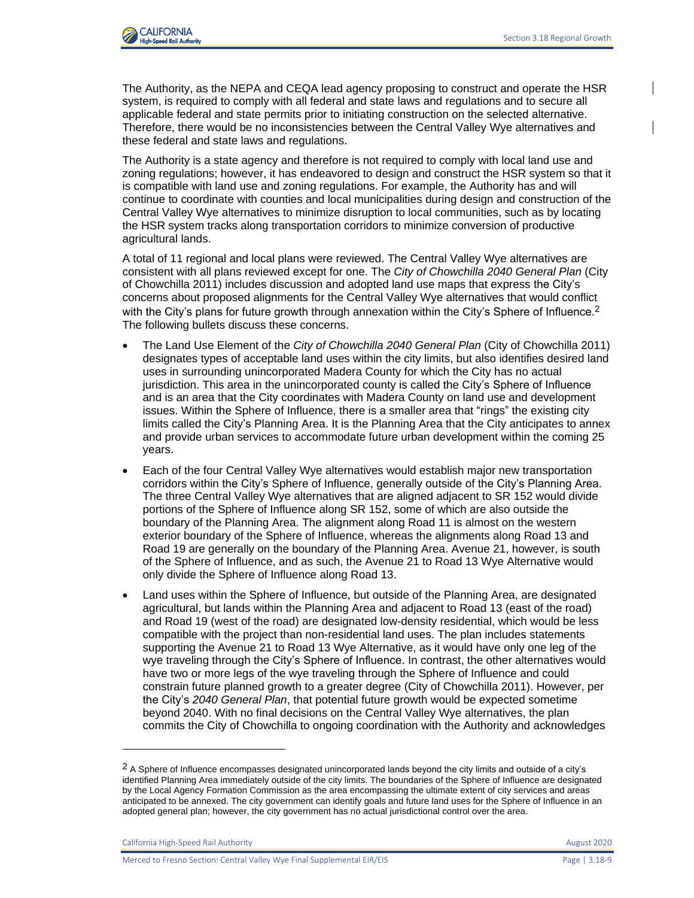The Authority, as the NEPA and CEQA lead agency proposing to construct and operate the HSR system, is required to comply with all federal and state laws and regulations and to secure all applicable federal and state permits prior to initiating construction on the selected alternative. Therefore, there would be no inconsistencies between the Central Valley Wye alternatives and these federal and state laws and regulations.

The Authority is a state agency and therefore is not required to comply with local land use and zoning regulations; however, it has endeavored to design and construct the HSR system so that it is compatible with land use and zoning regulations. For example, the Authority has and will continue to coordinate with counties and local municipalities during design and construction of the Central Valley Wye alternatives to minimize disruption to local communities, such as by locating the HSR system tracks along transportation corridors to minimize conversion of productive agricultural lands.

A total of 11 regional and local plans were reviewed. The Central Valley Wye alternatives are consistent with all plans reviewed except for one. The *City of Chowchilla 2040 General Plan* (City of Chowchilla 2011) includes discussion and adopted land use maps that express the City's concerns about proposed alignments for the Central Valley Wye alternatives that would conflict with the City's plans for future growth through annexation within the City's Sphere of Influence.[2] The following bullets discuss these concerns.

- The Land Use Element of the *City of Chowchilla 2040 General Plan* (City of Chowchilla 2011) designates types of acceptable land uses within the city limits, but also identifies desired land uses in surrounding unincorporated Madera County for which the City has no actual jurisdiction. This area in the unincorporated county is called the City's Sphere of Influence and is an area that the City coordinates with Madera County on land use and development issues. Within the Sphere of Influence, there is a smaller area that "rings" the existing city limits called the City's Planning Area. It is the Planning Area that the City anticipates to annex and provide urban services to accommodate future urban development within the coming 25 years.
- Each of the four Central Valley Wye alternatives would establish major new transportation corridors within the City's Sphere of Influence, generally outside of the City's Planning Area. The three Central Valley Wye alternatives that are aligned adjacent to SR 152 would divide portions of the Sphere of Influence along SR 152, some of which are also outside the boundary of the Planning Area. The alignment along Road 11 is almost on the western exterior boundary of the Sphere of Influence, whereas the alignments along Road 13 and Road 19 are generally on the boundary of the Planning Area. Avenue 21, however, is south of the Sphere of Influence, and as such, the Avenue 21 to Road 13 Wye Alternative would only divide the Sphere of Influence along Road 13.
- Land uses within the Sphere of Influence, but outside of the Planning Area, are designated agricultural, but lands within the Planning Area and adjacent to Road 13 (east of the road) and Road 19 (west of the road) are designated low-density residential, which would be less compatible with the project than non-residential land uses. The plan includes statements supporting the Avenue 21 to Road 13 Wye Alternative, as it would have only one leg of the wye traveling through the City's Sphere of Influence. In contrast, the other alternatives would have two or more legs of the wye traveling through the Sphere of Influence and could constrain future planned growth to a greater degree (City of Chowchilla 2011). However, per the City's *2040 General Plan*, that potential future growth would be expected sometime beyond 2040. With no final decisions on the Central Valley Wye alternatives, the plan commits the City of Chowchilla to ongoing coordination with the Authority and acknowledges

[2] A Sphere of Influence encompasses designated unincorporated lands beyond the city limits and outside of a city's identified Planning Area immediately outside of the city limits. The boundaries of the Sphere of Influence are designated by the Local Agency Formation Commission as the area encompassing the ultimate extent of city services and areas anticipated to be annexed. The city government can identify goals and future land uses for the Sphere of Influence in an adopted general plan; however, the city government has no actual jurisdictional control over the area.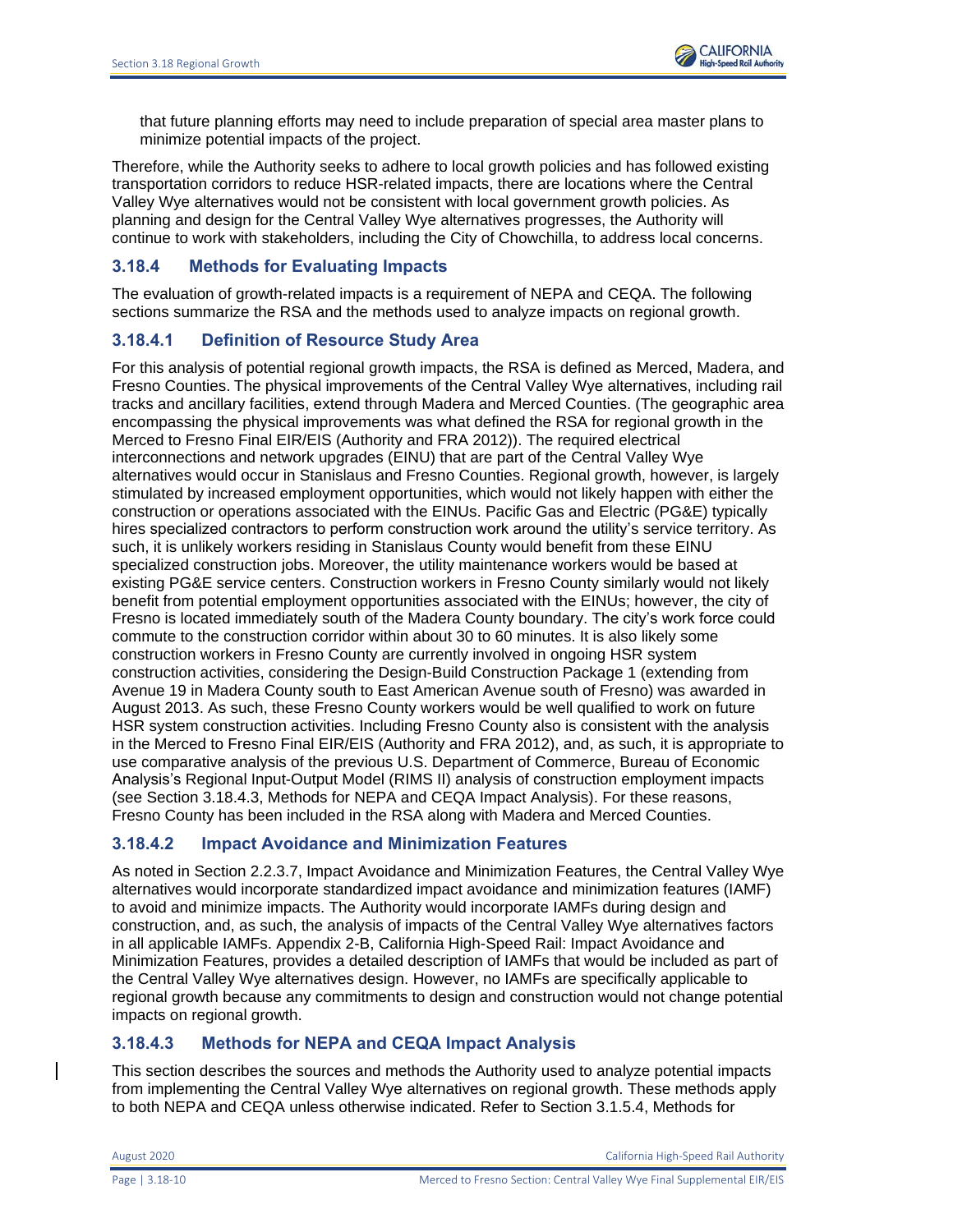that future planning efforts may need to include preparation of special area master plans to minimize potential impacts of the project.

Therefore, while the Authority seeks to adhere to local growth policies and has followed existing transportation corridors to reduce HSR-related impacts, there are locations where the Central Valley Wye alternatives would not be consistent with local government growth policies. As planning and design for the Central Valley Wye alternatives progresses, the Authority will continue to work with stakeholders, including the City of Chowchilla, to address local concerns.

## 3.18.4 Methods for Evaluating Impacts

The evaluation of growth-related impacts is a requirement of NEPA and CEQA. The following sections summarize the RSA and the methods used to analyze impacts on regional growth.

### 3.18.4.1 Definition of Resource Study Area

For this analysis of potential regional growth impacts, the RSA is defined as Merced, Madera, and Fresno Counties. The physical improvements of the Central Valley Wye alternatives, including rail tracks and ancillary facilities, extend through Madera and Merced Counties. (The geographic area encompassing the physical improvements was what defined the RSA for regional growth in the Merced to Fresno Final EIR/EIS (Authority and FRA 2012)). The required electrical interconnections and network upgrades (EINU) that are part of the Central Valley Wye alternatives would occur in Stanislaus and Fresno Counties. Regional growth, however, is largely stimulated by increased employment opportunities, which would not likely happen with either the construction or operations associated with the EINUs. Pacific Gas and Electric (PG&E) typically hires specialized contractors to perform construction work around the utility's service territory. As such, it is unlikely workers residing in Stanislaus County would benefit from these EINU specialized construction jobs. Moreover, the utility maintenance workers would be based at existing PG&E service centers. Construction workers in Fresno County similarly would not likely benefit from potential employment opportunities associated with the EINUs; however, the city of Fresno is located immediately south of the Madera County boundary. The city's work force could commute to the construction corridor within about 30 to 60 minutes. It is also likely some construction workers in Fresno County are currently involved in ongoing HSR system construction activities, considering the Design-Build Construction Package 1 (extending from Avenue 19 in Madera County south to East American Avenue south of Fresno) was awarded in August 2013. As such, these Fresno County workers would be well qualified to work on future HSR system construction activities. Including Fresno County also is consistent with the analysis in the Merced to Fresno Final EIR/EIS (Authority and FRA 2012), and, as such, it is appropriate to use comparative analysis of the previous U.S. Department of Commerce, Bureau of Economic Analysis's Regional Input-Output Model (RIMS II) analysis of construction employment impacts (see Section 3.18.4.3, Methods for NEPA and CEQA Impact Analysis). For these reasons, Fresno County has been included in the RSA along with Madera and Merced Counties.

### 3.18.4.2 Impact Avoidance and Minimization Features

As noted in Section 2.2.3.7, Impact Avoidance and Minimization Features, the Central Valley Wye alternatives would incorporate standardized impact avoidance and minimization features (IAMF) to avoid and minimize impacts. The Authority would incorporate IAMFs during design and construction, and, as such, the analysis of impacts of the Central Valley Wye alternatives factors in all applicable IAMFs. Appendix 2-B, California High-Speed Rail: Impact Avoidance and Minimization Features, provides a detailed description of IAMFs that would be included as part of the Central Valley Wye alternatives design. However, no IAMFs are specifically applicable to regional growth because any commitments to design and construction would not change potential impacts on regional growth.

### 3.18.4.3 Methods for NEPA and CEQA Impact Analysis

This section describes the sources and methods the Authority used to analyze potential impacts from implementing the Central Valley Wye alternatives on regional growth. These methods apply to both NEPA and CEQA unless otherwise indicated. Refer to Section 3.1.5.4, Methods for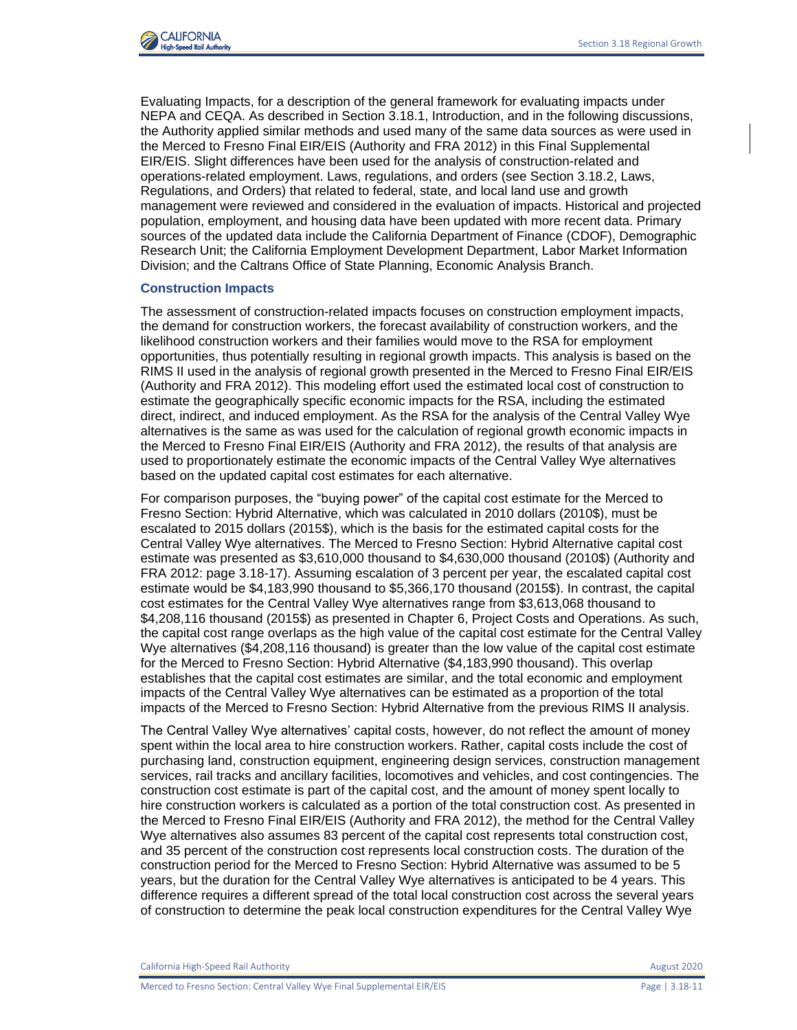Evaluating Impacts, for a description of the general framework for evaluating impacts under NEPA and CEQA. As described in Section 3.18.1, Introduction, and in the following discussions, the Authority applied similar methods and used many of the same data sources as were used in the Merced to Fresno Final EIR/EIS (Authority and FRA 2012) in this Final Supplemental EIR/EIS. Slight differences have been used for the analysis of construction-related and operations-related employment. Laws, regulations, and orders (see Section 3.18.2, Laws, Regulations, and Orders) that related to federal, state, and local land use and growth management were reviewed and considered in the evaluation of impacts. Historical and projected population, employment, and housing data have been updated with more recent data. Primary sources of the updated data include the California Department of Finance (CDOF), Demographic Research Unit; the California Employment Development Department, Labor Market Information Division; and the Caltrans Office of State Planning, Economic Analysis Branch.

### Construction Impacts

The assessment of construction-related impacts focuses on construction employment impacts, the demand for construction workers, the forecast availability of construction workers, and the likelihood construction workers and their families would move to the RSA for employment opportunities, thus potentially resulting in regional growth impacts. This analysis is based on the RIMS II used in the analysis of regional growth presented in the Merced to Fresno Final EIR/EIS (Authority and FRA 2012). This modeling effort used the estimated local cost of construction to estimate the geographically specific economic impacts for the RSA, including the estimated direct, indirect, and induced employment. As the RSA for the analysis of the Central Valley Wye alternatives is the same as was used for the calculation of regional growth economic impacts in the Merced to Fresno Final EIR/EIS (Authority and FRA 2012), the results of that analysis are used to proportionately estimate the economic impacts of the Central Valley Wye alternatives based on the updated capital cost estimates for each alternative.

For comparison purposes, the "buying power" of the capital cost estimate for the Merced to Fresno Section: Hybrid Alternative, which was calculated in 2010 dollars (2010$), must be escalated to 2015 dollars (2015$), which is the basis for the estimated capital costs for the Central Valley Wye alternatives. The Merced to Fresno Section: Hybrid Alternative capital cost estimate was presented as $3,610,000 thousand to $4,630,000 thousand (2010$) (Authority and FRA 2012: page 3.18-17). Assuming escalation of 3 percent per year, the escalated capital cost estimate would be $4,183,990 thousand to $5,366,170 thousand (2015$). In contrast, the capital cost estimates for the Central Valley Wye alternatives range from $3,613,068 thousand to $4,208,116 thousand (2015$) as presented in Chapter 6, Project Costs and Operations. As such, the capital cost range overlaps as the high value of the capital cost estimate for the Central Valley Wye alternatives ($4,208,116 thousand) is greater than the low value of the capital cost estimate for the Merced to Fresno Section: Hybrid Alternative ($4,183,990 thousand). This overlap establishes that the capital cost estimates are similar, and the total economic and employment impacts of the Central Valley Wye alternatives can be estimated as a proportion of the total impacts of the Merced to Fresno Section: Hybrid Alternative from the previous RIMS II analysis.

The Central Valley Wye alternatives' capital costs, however, do not reflect the amount of money spent within the local area to hire construction workers. Rather, capital costs include the cost of purchasing land, construction equipment, engineering design services, construction management services, rail tracks and ancillary facilities, locomotives and vehicles, and cost contingencies. The construction cost estimate is part of the capital cost, and the amount of money spent locally to hire construction workers is calculated as a portion of the total construction cost. As presented in the Merced to Fresno Final EIR/EIS (Authority and FRA 2012), the method for the Central Valley Wye alternatives also assumes 83 percent of the capital cost represents total construction cost, and 35 percent of the construction cost represents local construction costs. The duration of the construction period for the Merced to Fresno Section: Hybrid Alternative was assumed to be 5 years, but the duration for the Central Valley Wye alternatives is anticipated to be 4 years. This difference requires a different spread of the total local construction cost across the several years of construction to determine the peak local construction expenditures for the Central Valley Wye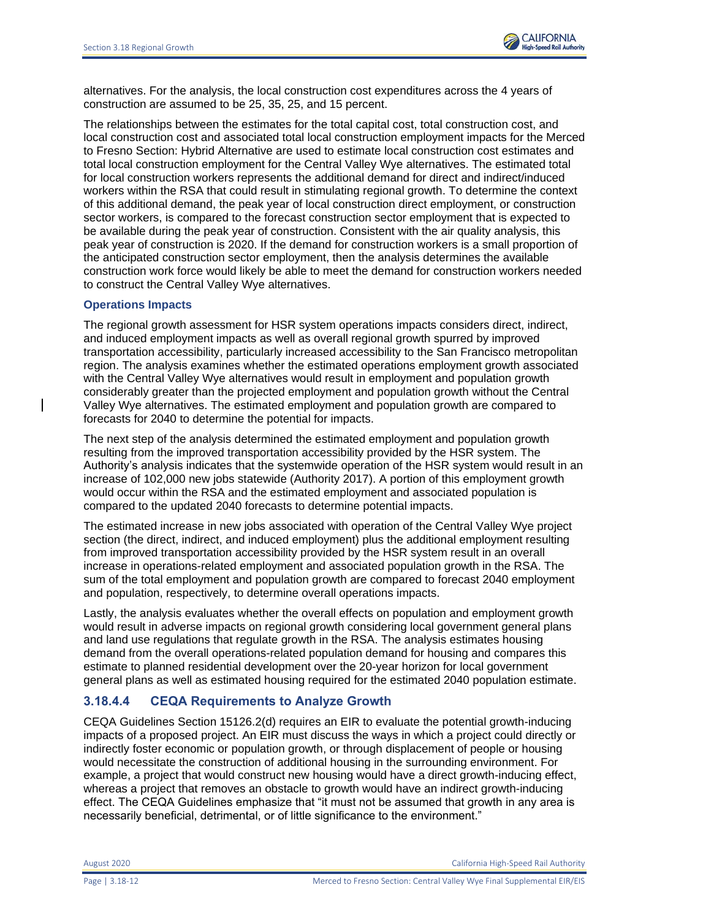alternatives. For the analysis, the local construction cost expenditures across the 4 years of construction are assumed to be 25, 35, 25, and 15 percent.

The relationships between the estimates for the total capital cost, total construction cost, and local construction cost and associated total local construction employment impacts for the Merced to Fresno Section: Hybrid Alternative are used to estimate local construction cost estimates and total local construction employment for the Central Valley Wye alternatives. The estimated total for local construction workers represents the additional demand for direct and indirect/induced workers within the RSA that could result in stimulating regional growth. To determine the context of this additional demand, the peak year of local construction direct employment, or construction sector workers, is compared to the forecast construction sector employment that is expected to be available during the peak year of construction. Consistent with the air quality analysis, this peak year of construction is 2020. If the demand for construction workers is a small proportion of the anticipated construction sector employment, then the analysis determines the available construction work force would likely be able to meet the demand for construction workers needed to construct the Central Valley Wye alternatives.

#### Operations Impacts

The regional growth assessment for HSR system operations impacts considers direct, indirect, and induced employment impacts as well as overall regional growth spurred by improved transportation accessibility, particularly increased accessibility to the San Francisco metropolitan region. The analysis examines whether the estimated operations employment growth associated with the Central Valley Wye alternatives would result in employment and population growth considerably greater than the projected employment and population growth without the Central Valley Wye alternatives. The estimated employment and population growth are compared to forecasts for 2040 to determine the potential for impacts.

The next step of the analysis determined the estimated employment and population growth resulting from the improved transportation accessibility provided by the HSR system. The Authority's analysis indicates that the systemwide operation of the HSR system would result in an increase of 102,000 new jobs statewide (Authority 2017). A portion of this employment growth would occur within the RSA and the estimated employment and associated population is compared to the updated 2040 forecasts to determine potential impacts.

The estimated increase in new jobs associated with operation of the Central Valley Wye project section (the direct, indirect, and induced employment) plus the additional employment resulting from improved transportation accessibility provided by the HSR system result in an overall increase in operations-related employment and associated population growth in the RSA. The sum of the total employment and population growth are compared to forecast 2040 employment and population, respectively, to determine overall operations impacts.

Lastly, the analysis evaluates whether the overall effects on population and employment growth would result in adverse impacts on regional growth considering local government general plans and land use regulations that regulate growth in the RSA. The analysis estimates housing demand from the overall operations-related population demand for housing and compares this estimate to planned residential development over the 20-year horizon for local government general plans as well as estimated housing required for the estimated 2040 population estimate.

### 3.18.4.4 CEQA Requirements to Analyze Growth

CEQA Guidelines Section 15126.2(d) requires an EIR to evaluate the potential growth-inducing impacts of a proposed project. An EIR must discuss the ways in which a project could directly or indirectly foster economic or population growth, or through displacement of people or housing would necessitate the construction of additional housing in the surrounding environment. For example, a project that would construct new housing would have a direct growth-inducing effect, whereas a project that removes an obstacle to growth would have an indirect growth-inducing effect. The CEQA Guidelines emphasize that "it must not be assumed that growth in any area is necessarily beneficial, detrimental, or of little significance to the environment."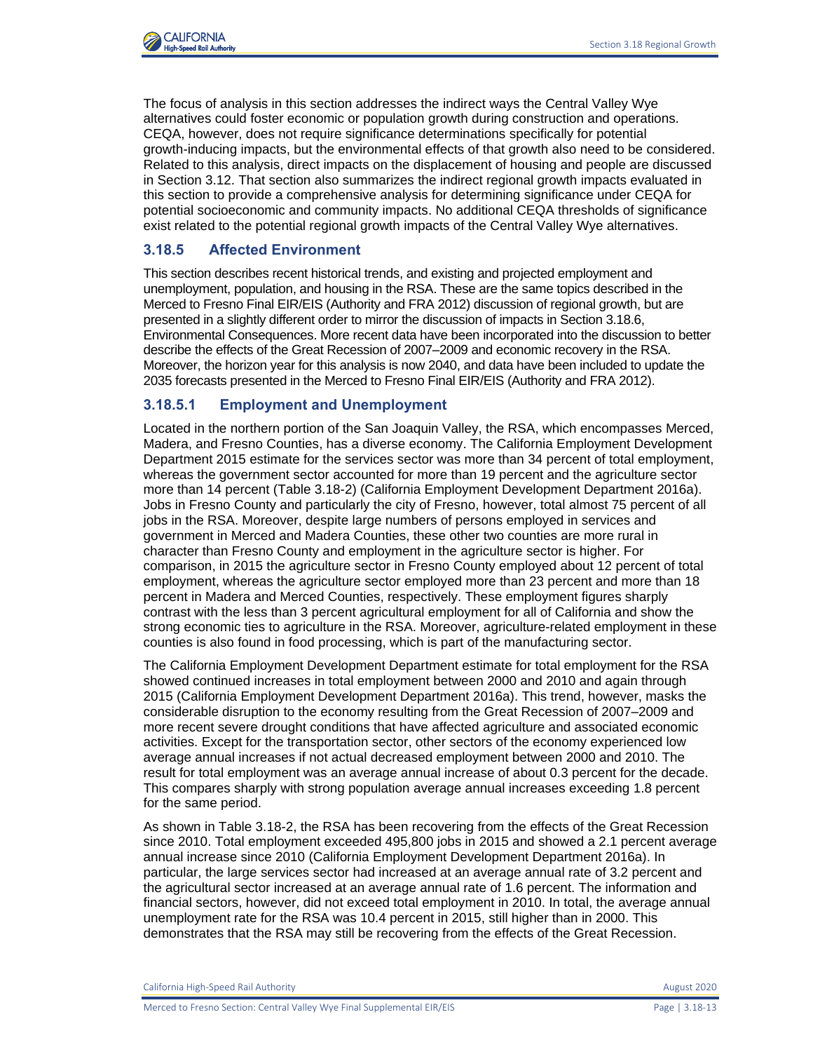The focus of analysis in this section addresses the indirect ways the Central Valley Wye alternatives could foster economic or population growth during construction and operations. CEQA, however, does not require significance determinations specifically for potential growth-inducing impacts, but the environmental effects of that growth also need to be considered. Related to this analysis, direct impacts on the displacement of housing and people are discussed in Section 3.12. That section also summarizes the indirect regional growth impacts evaluated in this section to provide a comprehensive analysis for determining significance under CEQA for potential socioeconomic and community impacts. No additional CEQA thresholds of significance exist related to the potential regional growth impacts of the Central Valley Wye alternatives.

### 3.18.5 Affected Environment

This section describes recent historical trends, and existing and projected employment and unemployment, population, and housing in the RSA. These are the same topics described in the Merced to Fresno Final EIR/EIS (Authority and FRA 2012) discussion of regional growth, but are presented in a slightly different order to mirror the discussion of impacts in Section 3.18.6, Environmental Consequences. More recent data have been incorporated into the discussion to better describe the effects of the Great Recession of 2007–2009 and economic recovery in the RSA. Moreover, the horizon year for this analysis is now 2040, and data have been included to update the 2035 forecasts presented in the Merced to Fresno Final EIR/EIS (Authority and FRA 2012).

#### 3.18.5.1 Employment and Unemployment

Located in the northern portion of the San Joaquin Valley, the RSA, which encompasses Merced, Madera, and Fresno Counties, has a diverse economy. The California Employment Development Department 2015 estimate for the services sector was more than 34 percent of total employment, whereas the government sector accounted for more than 19 percent and the agriculture sector more than 14 percent (Table 3.18-2) (California Employment Development Department 2016a). Jobs in Fresno County and particularly the city of Fresno, however, total almost 75 percent of all jobs in the RSA. Moreover, despite large numbers of persons employed in services and government in Merced and Madera Counties, these other two counties are more rural in character than Fresno County and employment in the agriculture sector is higher. For comparison, in 2015 the agriculture sector in Fresno County employed about 12 percent of total employment, whereas the agriculture sector employed more than 23 percent and more than 18 percent in Madera and Merced Counties, respectively. These employment figures sharply contrast with the less than 3 percent agricultural employment for all of California and show the strong economic ties to agriculture in the RSA. Moreover, agriculture-related employment in these counties is also found in food processing, which is part of the manufacturing sector.

The California Employment Development Department estimate for total employment for the RSA showed continued increases in total employment between 2000 and 2010 and again through 2015 (California Employment Development Department 2016a). This trend, however, masks the considerable disruption to the economy resulting from the Great Recession of 2007–2009 and more recent severe drought conditions that have affected agriculture and associated economic activities. Except for the transportation sector, other sectors of the economy experienced low average annual increases if not actual decreased employment between 2000 and 2010. The result for total employment was an average annual increase of about 0.3 percent for the decade. This compares sharply with strong population average annual increases exceeding 1.8 percent for the same period.

As shown in Table 3.18-2, the RSA has been recovering from the effects of the Great Recession since 2010. Total employment exceeded 495,800 jobs in 2015 and showed a 2.1 percent average annual increase since 2010 (California Employment Development Department 2016a). In particular, the large services sector had increased at an average annual rate of 3.2 percent and the agricultural sector increased at an average annual rate of 1.6 percent. The information and financial sectors, however, did not exceed total employment in 2010. In total, the average annual unemployment rate for the RSA was 10.4 percent in 2015, still higher than in 2000. This demonstrates that the RSA may still be recovering from the effects of the Great Recession.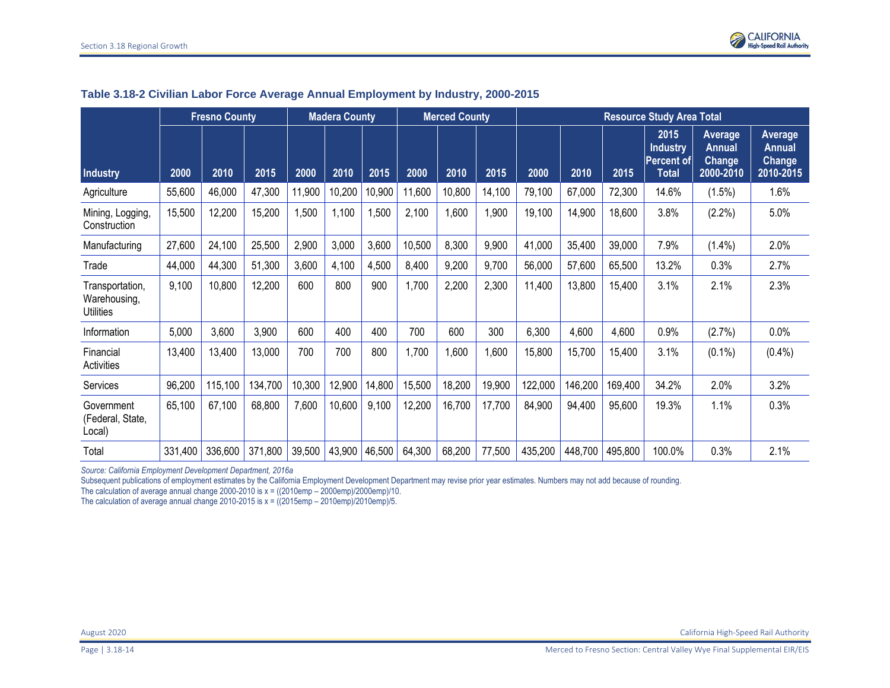**Table 3.18-2 Civilian Labor Force Average Annual Employment by Industry, 2000-2015**

| Industry | Fresno County | | | Madera County | | | Merced County | | | Resource Study Area Total | | | | | |
|---|---|---|---|---|---|---|---|---|---|---|---|---|---|---|---|
| | 2000 | 2010 | 2015 | 2000 | 2010 | 2015 | 2000 | 2010 | 2015 | 2000 | 2010 | 2015 | 2015 Industry Percent of Total | Average Annual Change 2000-2010 | Average Annual Change 2010-2015 |
| Agriculture | 55,600 | 46,000 | 47,300 | 11,900 | 10,200 | 10,900 | 11,600 | 10,800 | 14,100 | 79,100 | 67,000 | 72,300 | 14.6% | (1.5%) | 1.6% |
| Mining, Logging, Construction | 15,500 | 12,200 | 15,200 | 1,500 | 1,100 | 1,500 | 2,100 | 1,600 | 1,900 | 19,100 | 14,900 | 18,600 | 3.8% | (2.2%) | 5.0% |
| Manufacturing | 27,600 | 24,100 | 25,500 | 2,900 | 3,000 | 3,600 | 10,500 | 8,300 | 9,900 | 41,000 | 35,400 | 39,000 | 7.9% | (1.4%) | 2.0% |
| Trade | 44,000 | 44,300 | 51,300 | 3,600 | 4,100 | 4,500 | 8,400 | 9,200 | 9,700 | 56,000 | 57,600 | 65,500 | 13.2% | 0.3% | 2.7% |
| Transportation, Warehousing, Utilities | 9,100 | 10,800 | 12,200 | 600 | 800 | 900 | 1,700 | 2,200 | 2,300 | 11,400 | 13,800 | 15,400 | 3.1% | 2.1% | 2.3% |
| Information | 5,000 | 3,600 | 3,900 | 600 | 400 | 400 | 700 | 600 | 300 | 6,300 | 4,600 | 4,600 | 0.9% | (2.7%) | 0.0% |
| Financial Activities | 13,400 | 13,400 | 13,000 | 700 | 700 | 800 | 1,700 | 1,600 | 1,600 | 15,800 | 15,700 | 15,400 | 3.1% | (0.1%) | (0.4%) |
| Services | 96,200 | 115,100 | 134,700 | 10,300 | 12,900 | 14,800 | 15,500 | 18,200 | 19,900 | 122,000 | 146,200 | 169,400 | 34.2% | 2.0% | 3.2% |
| Government (Federal, State, Local) | 65,100 | 67,100 | 68,800 | 7,600 | 10,600 | 9,100 | 12,200 | 16,700 | 17,700 | 84,900 | 94,400 | 95,600 | 19.3% | 1.1% | 0.3% |
| Total | 331,400 | 336,600 | 371,800 | 39,500 | 43,900 | 46,500 | 64,300 | 68,200 | 77,500 | 435,200 | 448,700 | 495,800 | 100.0% | 0.3% | 2.1% |

*Source: California Employment Development Department, 2016a*

Subsequent publications of employment estimates by the California Employment Development Department may revise prior year estimates. Numbers may not add because of rounding.

The calculation of average annual change 2000-2010 is x = ((2010emp – 2000emp)/2000emp)/10.

The calculation of average annual change 2010-2015 is x = ((2015emp – 2010emp)/2010emp)/5.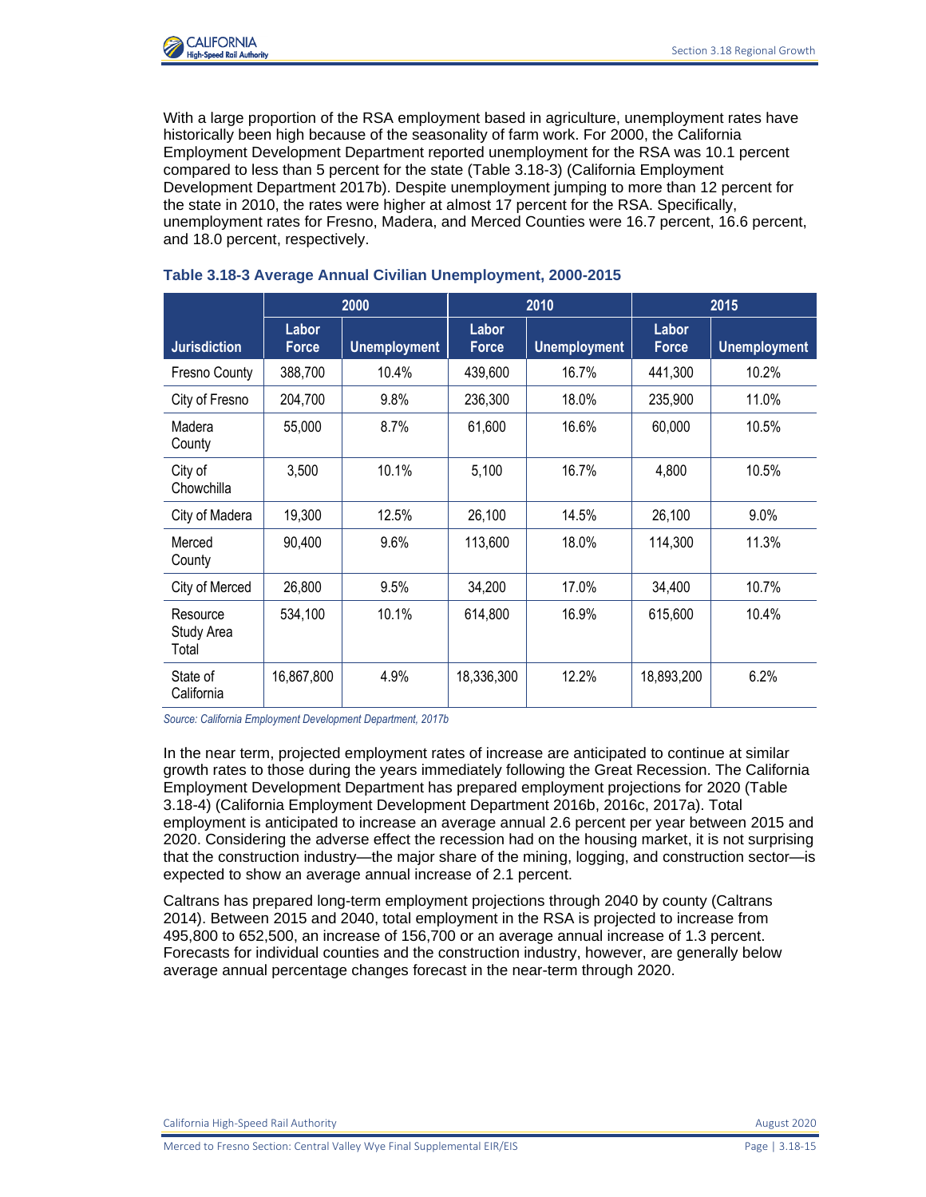With a large proportion of the RSA employment based in agriculture, unemployment rates have historically been high because of the seasonality of farm work. For 2000, the California Employment Development Department reported unemployment for the RSA was 10.1 percent compared to less than 5 percent for the state (Table 3.18-3) (California Employment Development Department 2017b). Despite unemployment jumping to more than 12 percent for the state in 2010, the rates were higher at almost 17 percent for the RSA. Specifically, unemployment rates for Fresno, Madera, and Merced Counties were 16.7 percent, 16.6 percent, and 18.0 percent, respectively.

### Table 3.18-3 Average Annual Civilian Unemployment, 2000-2015

| Jurisdiction | 2000 | | 2010 | | 2015 | |
|---|---|---|---|---|---|---|
| | Labor Force | Unemployment | Labor Force | Unemployment | Labor Force | Unemployment |
| Fresno County | 388,700 | 10.4% | 439,600 | 16.7% | 441,300 | 10.2% |
| City of Fresno | 204,700 | 9.8% | 236,300 | 18.0% | 235,900 | 11.0% |
| Madera County | 55,000 | 8.7% | 61,600 | 16.6% | 60,000 | 10.5% |
| City of Chowchilla | 3,500 | 10.1% | 5,100 | 16.7% | 4,800 | 10.5% |
| City of Madera | 19,300 | 12.5% | 26,100 | 14.5% | 26,100 | 9.0% |
| Merced County | 90,400 | 9.6% | 113,600 | 18.0% | 114,300 | 11.3% |
| City of Merced | 26,800 | 9.5% | 34,200 | 17.0% | 34,400 | 10.7% |
| Resource Study Area Total | 534,100 | 10.1% | 614,800 | 16.9% | 615,600 | 10.4% |
| State of California | 16,867,800 | 4.9% | 18,336,300 | 12.2% | 18,893,200 | 6.2% |

*Source: California Employment Development Department, 2017b*

In the near term, projected employment rates of increase are anticipated to continue at similar growth rates to those during the years immediately following the Great Recession. The California Employment Development Department has prepared employment projections for 2020 (Table 3.18-4) (California Employment Development Department 2016b, 2016c, 2017a). Total employment is anticipated to increase an average annual 2.6 percent per year between 2015 and 2020. Considering the adverse effect the recession had on the housing market, it is not surprising that the construction industry—the major share of the mining, logging, and construction sector—is expected to show an average annual increase of 2.1 percent.

Caltrans has prepared long-term employment projections through 2040 by county (Caltrans 2014). Between 2015 and 2040, total employment in the RSA is projected to increase from 495,800 to 652,500, an increase of 156,700 or an average annual increase of 1.3 percent. Forecasts for individual counties and the construction industry, however, are generally below average annual percentage changes forecast in the near-term through 2020.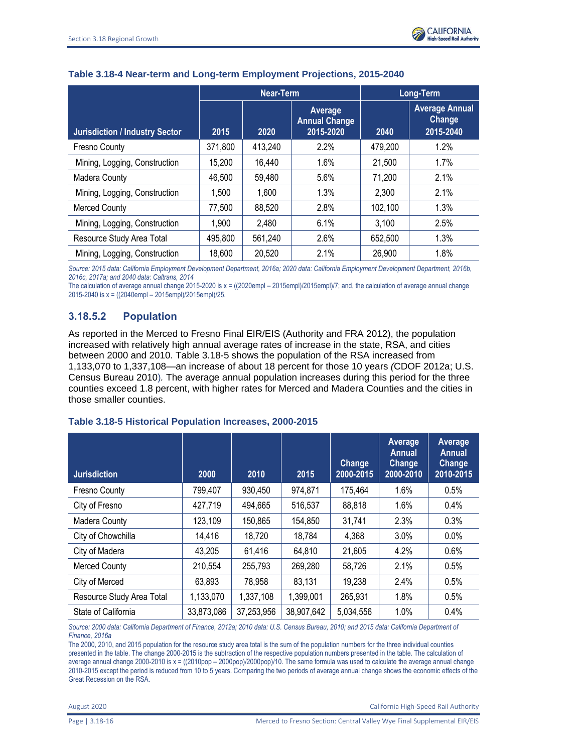**Table 3.18-4 Near-term and Long-term Employment Projections, 2015-2040**

| Jurisdiction / Industry Sector | Near-Term | | | Long-Term | |
|---|---|---|---|---|---|
| | 2015 | 2020 | Average Annual Change 2015-2020 | 2040 | Average Annual Change 2015-2040 |
| Fresno County | 371,800 | 413,240 | 2.2% | 479,200 | 1.2% |
| Mining, Logging, Construction | 15,200 | 16,440 | 1.6% | 21,500 | 1.7% |
| Madera County | 46,500 | 59,480 | 5.6% | 71,200 | 2.1% |
| Mining, Logging, Construction | 1,500 | 1,600 | 1.3% | 2,300 | 2.1% |
| Merced County | 77,500 | 88,520 | 2.8% | 102,100 | 1.3% |
| Mining, Logging, Construction | 1,900 | 2,480 | 6.1% | 3,100 | 2.5% |
| Resource Study Area Total | 495,800 | 561,240 | 2.6% | 652,500 | 1.3% |
| Mining, Logging, Construction | 18,600 | 20,520 | 2.1% | 26,900 | 1.8% |

*Source: 2015 data: California Employment Development Department, 2016a; 2020 data: California Employment Development Department, 2016b, 2016c, 2017a; and 2040 data: Caltrans, 2014*

The calculation of average annual change 2015-2020 is x = ((2020empl – 2015empl)/2015empl)/7; and, the calculation of average annual change 2015-2040 is x = ((2040empl – 2015empl)/2015empl)/25.

### 3.18.5.2 Population

As reported in the Merced to Fresno Final EIR/EIS (Authority and FRA 2012), the population increased with relatively high annual average rates of increase in the state, RSA, and cities between 2000 and 2010. Table 3.18-5 shows the population of the RSA increased from 1,133,070 to 1,337,108—an increase of about 18 percent for those 10 years (CDOF 2012a; U.S. Census Bureau 2010). The average annual population increases during this period for the three counties exceed 1.8 percent, with higher rates for Merced and Madera Counties and the cities in those smaller counties.

**Table 3.18-5 Historical Population Increases, 2000-2015**

| Jurisdiction | 2000 | 2010 | 2015 | Change 2000-2015 | Average Annual Change 2000-2010 | Average Annual Change 2010-2015 |
|---|---|---|---|---|---|---|
| Fresno County | 799,407 | 930,450 | 974,871 | 175,464 | 1.6% | 0.5% |
| City of Fresno | 427,719 | 494,665 | 516,537 | 88,818 | 1.6% | 0.4% |
| Madera County | 123,109 | 150,865 | 154,850 | 31,741 | 2.3% | 0.3% |
| City of Chowchilla | 14,416 | 18,720 | 18,784 | 4,368 | 3.0% | 0.0% |
| City of Madera | 43,205 | 61,416 | 64,810 | 21,605 | 4.2% | 0.6% |
| Merced County | 210,554 | 255,793 | 269,280 | 58,726 | 2.1% | 0.5% |
| City of Merced | 63,893 | 78,958 | 83,131 | 19,238 | 2.4% | 0.5% |
| Resource Study Area Total | 1,133,070 | 1,337,108 | 1,399,001 | 265,931 | 1.8% | 0.5% |
| State of California | 33,873,086 | 37,253,956 | 38,907,642 | 5,034,556 | 1.0% | 0.4% |

*Source: 2000 data: California Department of Finance, 2012a; 2010 data: U.S. Census Bureau, 2010; and 2015 data: California Department of Finance, 2016a*

The 2000, 2010, and 2015 population for the resource study area total is the sum of the population numbers for the three individual counties presented in the table. The change 2000-2015 is the subtraction of the respective population numbers presented in the table. The calculation of average annual change 2000-2010 is x = ((2010pop – 2000pop)/2000pop)/10. The same formula was used to calculate the average annual change 2010-2015 except the period is reduced from 10 to 5 years. Comparing the two periods of average annual change shows the economic effects of the Great Recession on the RSA.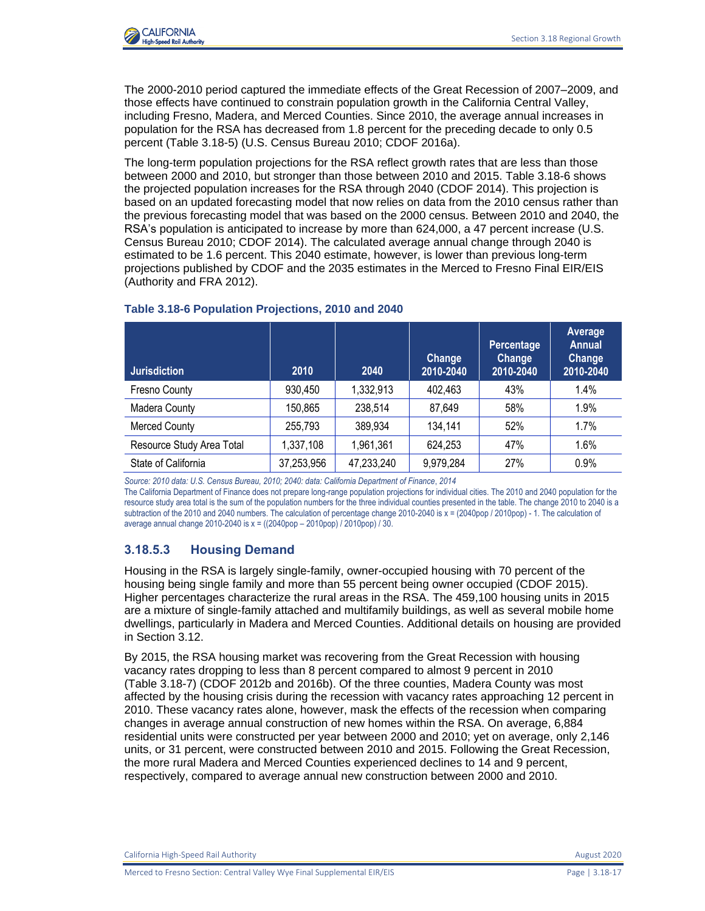The 2000-2010 period captured the immediate effects of the Great Recession of 2007–2009, and those effects have continued to constrain population growth in the California Central Valley, including Fresno, Madera, and Merced Counties. Since 2010, the average annual increases in population for the RSA has decreased from 1.8 percent for the preceding decade to only 0.5 percent (Table 3.18-5) (U.S. Census Bureau 2010; CDOF 2016a).

The long-term population projections for the RSA reflect growth rates that are less than those between 2000 and 2010, but stronger than those between 2010 and 2015. Table 3.18-6 shows the projected population increases for the RSA through 2040 (CDOF 2014). This projection is based on an updated forecasting model that now relies on data from the 2010 census rather than the previous forecasting model that was based on the 2000 census. Between 2010 and 2040, the RSA's population is anticipated to increase by more than 624,000, a 47 percent increase (U.S. Census Bureau 2010; CDOF 2014). The calculated average annual change through 2040 is estimated to be 1.6 percent. This 2040 estimate, however, is lower than previous long-term projections published by CDOF and the 2035 estimates in the Merced to Fresno Final EIR/EIS (Authority and FRA 2012).

**Table 3.18-6 Population Projections, 2010 and 2040**

| Jurisdiction | 2010 | 2040 | Change 2010-2040 | Percentage Change 2010-2040 | Average Annual Change 2010-2040 |
|---|---|---|---|---|---|
| Fresno County | 930,450 | 1,332,913 | 402,463 | 43% | 1.4% |
| Madera County | 150,865 | 238,514 | 87,649 | 58% | 1.9% |
| Merced County | 255,793 | 389,934 | 134,141 | 52% | 1.7% |
| Resource Study Area Total | 1,337,108 | 1,961,361 | 624,253 | 47% | 1.6% |
| State of California | 37,253,956 | 47,233,240 | 9,979,284 | 27% | 0.9% |

*Source: 2010 data: U.S. Census Bureau, 2010; 2040: data: California Department of Finance, 2014*

The California Department of Finance does not prepare long-range population projections for individual cities. The 2010 and 2040 population for the resource study area total is the sum of the population numbers for the three individual counties presented in the table. The change 2010 to 2040 is a subtraction of the 2010 and 2040 numbers. The calculation of percentage change 2010-2040 is x = (2040pop / 2010pop) - 1. The calculation of average annual change 2010-2040 is x = ((2040pop – 2010pop) / 2010pop) / 30.

### 3.18.5.3 Housing Demand

Housing in the RSA is largely single-family, owner-occupied housing with 70 percent of the housing being single family and more than 55 percent being owner occupied (CDOF 2015). Higher percentages characterize the rural areas in the RSA. The 459,100 housing units in 2015 are a mixture of single-family attached and multifamily buildings, as well as several mobile home dwellings, particularly in Madera and Merced Counties. Additional details on housing are provided in Section 3.12.

By 2015, the RSA housing market was recovering from the Great Recession with housing vacancy rates dropping to less than 8 percent compared to almost 9 percent in 2010 (Table 3.18-7) (CDOF 2012b and 2016b). Of the three counties, Madera County was most affected by the housing crisis during the recession with vacancy rates approaching 12 percent in 2010. These vacancy rates alone, however, mask the effects of the recession when comparing changes in average annual construction of new homes within the RSA. On average, 6,884 residential units were constructed per year between 2000 and 2010; yet on average, only 2,146 units, or 31 percent, were constructed between 2010 and 2015. Following the Great Recession, the more rural Madera and Merced Counties experienced declines to 14 and 9 percent, respectively, compared to average annual new construction between 2000 and 2010.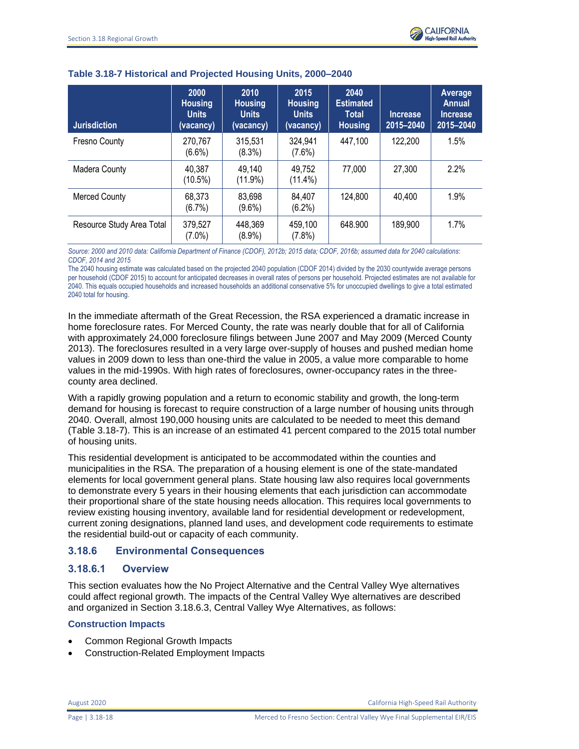**Table 3.18-7 Historical and Projected Housing Units, 2000–2040**

| Jurisdiction | 2000 Housing Units (vacancy) | 2010 Housing Units (vacancy) | 2015 Housing Units (vacancy) | 2040 Estimated Total Housing | Increase 2015–2040 | Average Annual Increase 2015–2040 |
|---|---|---|---|---|---|---|
| Fresno County | 270,767 (6.6%) | 315,531 (8.3%) | 324,941 (7.6%) | 447,100 | 122,200 | 1.5% |
| Madera County | 40,387 (10.5%) | 49,140 (11.9%) | 49,752 (11.4%) | 77,000 | 27,300 | 2.2% |
| Merced County | 68,373 (6.7%) | 83,698 (9.6%) | 84,407 (6.2%) | 124,800 | 40,400 | 1.9% |
| Resource Study Area Total | 379,527 (7.0%) | 448,369 (8.9%) | 459,100 (7.8%) | 648.900 | 189,900 | 1.7% |

*Source: 2000 and 2010 data: California Department of Finance (CDOF), 2012b; 2015 data; CDOF, 2016b; assumed data for 2040 calculations: CDOF, 2014 and 2015*

The 2040 housing estimate was calculated based on the projected 2040 population (CDOF 2014) divided by the 2030 countywide average persons per household (CDOF 2015) to account for anticipated decreases in overall rates of persons per household. Projected estimates are not available for 2040. This equals occupied households and increased households an additional conservative 5% for unoccupied dwellings to give a total estimated 2040 total for housing.

In the immediate aftermath of the Great Recession, the RSA experienced a dramatic increase in home foreclosure rates. For Merced County, the rate was nearly double that for all of California with approximately 24,000 foreclosure filings between June 2007 and May 2009 (Merced County 2013). The foreclosures resulted in a very large over-supply of houses and pushed median home values in 2009 down to less than one-third the value in 2005, a value more comparable to home values in the mid-1990s. With high rates of foreclosures, owner-occupancy rates in the three-county area declined.

With a rapidly growing population and a return to economic stability and growth, the long-term demand for housing is forecast to require construction of a large number of housing units through 2040. Overall, almost 190,000 housing units are calculated to be needed to meet this demand (Table 3.18-7). This is an increase of an estimated 41 percent compared to the 2015 total number of housing units.

This residential development is anticipated to be accommodated within the counties and municipalities in the RSA. The preparation of a housing element is one of the state-mandated elements for local government general plans. State housing law also requires local governments to demonstrate every 5 years in their housing elements that each jurisdiction can accommodate their proportional share of the state housing needs allocation. This requires local governments to review existing housing inventory, available land for residential development or redevelopment, current zoning designations, planned land uses, and development code requirements to estimate the residential build-out or capacity of each community.

## 3.18.6 Environmental Consequences

### 3.18.6.1 Overview

This section evaluates how the No Project Alternative and the Central Valley Wye alternatives could affect regional growth. The impacts of the Central Valley Wye alternatives are described and organized in Section 3.18.6.3, Central Valley Wye Alternatives, as follows:

#### Construction Impacts

- Common Regional Growth Impacts
- Construction-Related Employment Impacts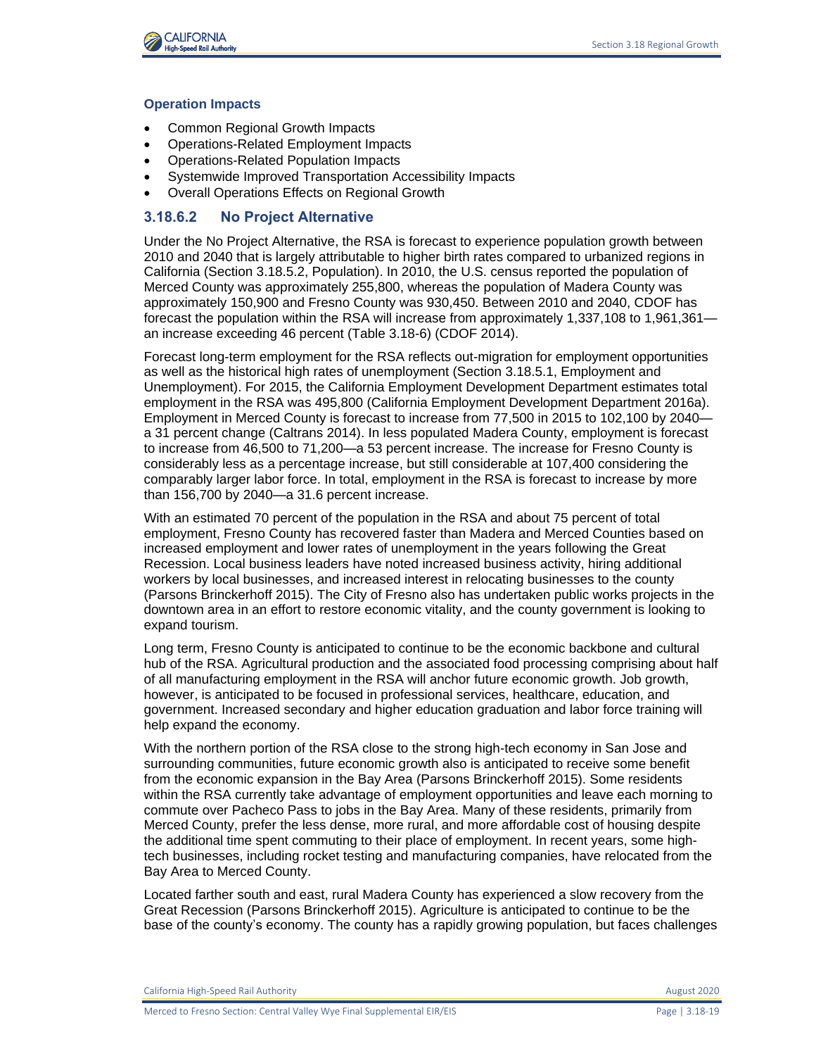#### Operation Impacts

- Common Regional Growth Impacts
- Operations-Related Employment Impacts
- Operations-Related Population Impacts
- Systemwide Improved Transportation Accessibility Impacts
- Overall Operations Effects on Regional Growth

### 3.18.6.2 No Project Alternative

Under the No Project Alternative, the RSA is forecast to experience population growth between 2010 and 2040 that is largely attributable to higher birth rates compared to urbanized regions in California (Section 3.18.5.2, Population). In 2010, the U.S. census reported the population of Merced County was approximately 255,800, whereas the population of Madera County was approximately 150,900 and Fresno County was 930,450. Between 2010 and 2040, CDOF has forecast the population within the RSA will increase from approximately 1,337,108 to 1,961,361—an increase exceeding 46 percent (Table 3.18-6) (CDOF 2014).

Forecast long-term employment for the RSA reflects out-migration for employment opportunities as well as the historical high rates of unemployment (Section 3.18.5.1, Employment and Unemployment). For 2015, the California Employment Development Department estimates total employment in the RSA was 495,800 (California Employment Development Department 2016a). Employment in Merced County is forecast to increase from 77,500 in 2015 to 102,100 by 2040—a 31 percent change (Caltrans 2014). In less populated Madera County, employment is forecast to increase from 46,500 to 71,200—a 53 percent increase. The increase for Fresno County is considerably less as a percentage increase, but still considerable at 107,400 considering the comparably larger labor force. In total, employment in the RSA is forecast to increase by more than 156,700 by 2040—a 31.6 percent increase.

With an estimated 70 percent of the population in the RSA and about 75 percent of total employment, Fresno County has recovered faster than Madera and Merced Counties based on increased employment and lower rates of unemployment in the years following the Great Recession. Local business leaders have noted increased business activity, hiring additional workers by local businesses, and increased interest in relocating businesses to the county (Parsons Brinckerhoff 2015). The City of Fresno also has undertaken public works projects in the downtown area in an effort to restore economic vitality, and the county government is looking to expand tourism.

Long term, Fresno County is anticipated to continue to be the economic backbone and cultural hub of the RSA. Agricultural production and the associated food processing comprising about half of all manufacturing employment in the RSA will anchor future economic growth. Job growth, however, is anticipated to be focused in professional services, healthcare, education, and government. Increased secondary and higher education graduation and labor force training will help expand the economy.

With the northern portion of the RSA close to the strong high-tech economy in San Jose and surrounding communities, future economic growth also is anticipated to receive some benefit from the economic expansion in the Bay Area (Parsons Brinckerhoff 2015). Some residents within the RSA currently take advantage of employment opportunities and leave each morning to commute over Pacheco Pass to jobs in the Bay Area. Many of these residents, primarily from Merced County, prefer the less dense, more rural, and more affordable cost of housing despite the additional time spent commuting to their place of employment. In recent years, some high-tech businesses, including rocket testing and manufacturing companies, have relocated from the Bay Area to Merced County.

Located farther south and east, rural Madera County has experienced a slow recovery from the Great Recession (Parsons Brinckerhoff 2015). Agriculture is anticipated to continue to be the base of the county's economy. The county has a rapidly growing population, but faces challenges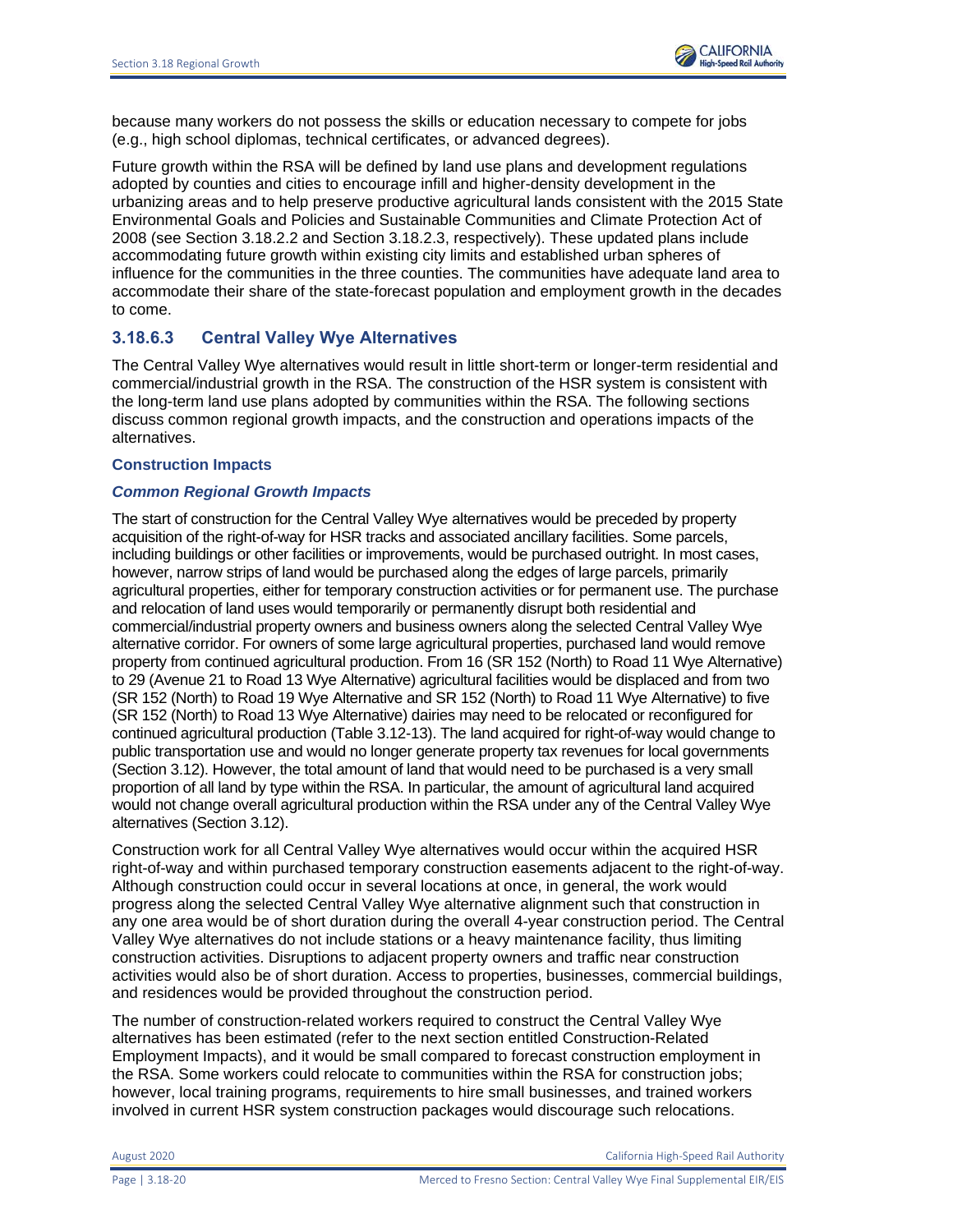because many workers do not possess the skills or education necessary to compete for jobs (e.g., high school diplomas, technical certificates, or advanced degrees).

Future growth within the RSA will be defined by land use plans and development regulations adopted by counties and cities to encourage infill and higher-density development in the urbanizing areas and to help preserve productive agricultural lands consistent with the 2015 State Environmental Goals and Policies and Sustainable Communities and Climate Protection Act of 2008 (see Section 3.18.2.2 and Section 3.18.2.3, respectively). These updated plans include accommodating future growth within existing city limits and established urban spheres of influence for the communities in the three counties. The communities have adequate land area to accommodate their share of the state-forecast population and employment growth in the decades to come.

### 3.18.6.3 Central Valley Wye Alternatives

The Central Valley Wye alternatives would result in little short-term or longer-term residential and commercial/industrial growth in the RSA. The construction of the HSR system is consistent with the long-term land use plans adopted by communities within the RSA. The following sections discuss common regional growth impacts, and the construction and operations impacts of the alternatives.

#### Construction Impacts

#### *Common Regional Growth Impacts*

The start of construction for the Central Valley Wye alternatives would be preceded by property acquisition of the right-of-way for HSR tracks and associated ancillary facilities. Some parcels, including buildings or other facilities or improvements, would be purchased outright. In most cases, however, narrow strips of land would be purchased along the edges of large parcels, primarily agricultural properties, either for temporary construction activities or for permanent use. The purchase and relocation of land uses would temporarily or permanently disrupt both residential and commercial/industrial property owners and business owners along the selected Central Valley Wye alternative corridor. For owners of some large agricultural properties, purchased land would remove property from continued agricultural production. From 16 (SR 152 (North) to Road 11 Wye Alternative) to 29 (Avenue 21 to Road 13 Wye Alternative) agricultural facilities would be displaced and from two (SR 152 (North) to Road 19 Wye Alternative and SR 152 (North) to Road 11 Wye Alternative) to five (SR 152 (North) to Road 13 Wye Alternative) dairies may need to be relocated or reconfigured for continued agricultural production (Table 3.12-13). The land acquired for right-of-way would change to public transportation use and would no longer generate property tax revenues for local governments (Section 3.12). However, the total amount of land that would need to be purchased is a very small proportion of all land by type within the RSA. In particular, the amount of agricultural land acquired would not change overall agricultural production within the RSA under any of the Central Valley Wye alternatives (Section 3.12).

Construction work for all Central Valley Wye alternatives would occur within the acquired HSR right-of-way and within purchased temporary construction easements adjacent to the right-of-way. Although construction could occur in several locations at once, in general, the work would progress along the selected Central Valley Wye alternative alignment such that construction in any one area would be of short duration during the overall 4-year construction period. The Central Valley Wye alternatives do not include stations or a heavy maintenance facility, thus limiting construction activities. Disruptions to adjacent property owners and traffic near construction activities would also be of short duration. Access to properties, businesses, commercial buildings, and residences would be provided throughout the construction period.

The number of construction-related workers required to construct the Central Valley Wye alternatives has been estimated (refer to the next section entitled Construction-Related Employment Impacts), and it would be small compared to forecast construction employment in the RSA. Some workers could relocate to communities within the RSA for construction jobs; however, local training programs, requirements to hire small businesses, and trained workers involved in current HSR system construction packages would discourage such relocations.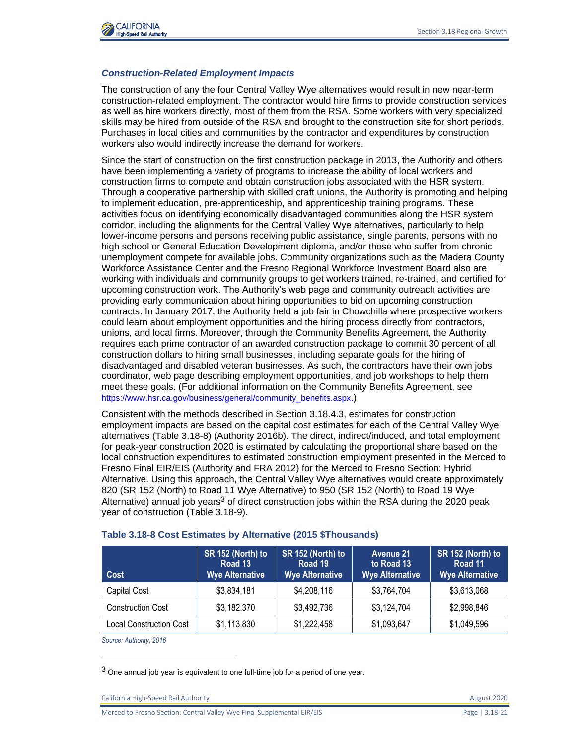### *Construction-Related Employment Impacts*

The construction of any the four Central Valley Wye alternatives would result in new near-term construction-related employment. The contractor would hire firms to provide construction services as well as hire workers directly, most of them from the RSA. Some workers with very specialized skills may be hired from outside of the RSA and brought to the construction site for short periods. Purchases in local cities and communities by the contractor and expenditures by construction workers also would indirectly increase the demand for workers.

Since the start of construction on the first construction package in 2013, the Authority and others have been implementing a variety of programs to increase the ability of local workers and construction firms to compete and obtain construction jobs associated with the HSR system. Through a cooperative partnership with skilled craft unions, the Authority is promoting and helping to implement education, pre-apprenticeship, and apprenticeship training programs. These activities focus on identifying economically disadvantaged communities along the HSR system corridor, including the alignments for the Central Valley Wye alternatives, particularly to help lower-income persons and persons receiving public assistance, single parents, persons with no high school or General Education Development diploma, and/or those who suffer from chronic unemployment compete for available jobs. Community organizations such as the Madera County Workforce Assistance Center and the Fresno Regional Workforce Investment Board also are working with individuals and community groups to get workers trained, re-trained, and certified for upcoming construction work. The Authority's web page and community outreach activities are providing early communication about hiring opportunities to bid on upcoming construction contracts. In January 2017, the Authority held a job fair in Chowchilla where prospective workers could learn about employment opportunities and the hiring process directly from contractors, unions, and local firms. Moreover, through the Community Benefits Agreement, the Authority requires each prime contractor of an awarded construction package to commit 30 percent of all construction dollars to hiring small businesses, including separate goals for the hiring of disadvantaged and disabled veteran businesses. As such, the contractors have their own jobs coordinator, web page describing employment opportunities, and job workshops to help them meet these goals. (For additional information on the Community Benefits Agreement, see https://www.hsr.ca.gov/business/general/community_benefits.aspx.)

Consistent with the methods described in Section 3.18.4.3, estimates for construction employment impacts are based on the capital cost estimates for each of the Central Valley Wye alternatives (Table 3.18-8) (Authority 2016b). The direct, indirect/induced, and total employment for peak-year construction 2020 is estimated by calculating the proportional share based on the local construction expenditures to estimated construction employment presented in the Merced to Fresno Final EIR/EIS (Authority and FRA 2012) for the Merced to Fresno Section: Hybrid Alternative. Using this approach, the Central Valley Wye alternatives would create approximately 820 (SR 152 (North) to Road 11 Wye Alternative) to 950 (SR 152 (North) to Road 19 Wye Alternative) annual job years[3] of direct construction jobs within the RSA during the 2020 peak year of construction (Table 3.18-9).

**Table 3.18-8 Cost Estimates by Alternative (2015 $Thousands)**

| Cost | SR 152 (North) to Road 13 Wye Alternative | SR 152 (North) to Road 19 Wye Alternative | Avenue 21 to Road 13 Wye Alternative | SR 152 (North) to Road 11 Wye Alternative |
|---|---|---|---|---|
| Capital Cost | $3,834,181 | $4,208,116 | $3,764,704 | $3,613,068 |
| Construction Cost | $3,182,370 | $3,492,736 | $3,124,704 | $2,998,846 |
| Local Construction Cost | $1,113,830 | $1,222,458 | $1,093,647 | $1,049,596 |

*Source: Authority, 2016*

[3] One annual job year is equivalent to one full-time job for a period of one year.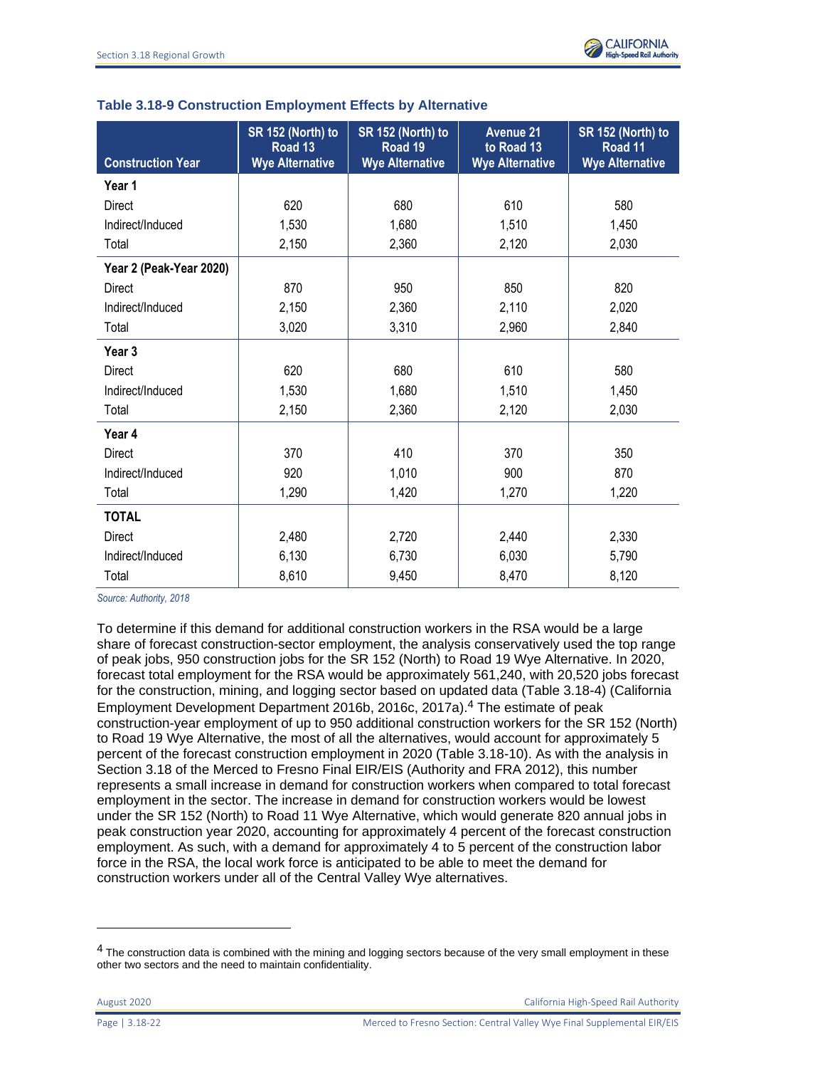**Table 3.18-9 Construction Employment Effects by Alternative**

| Construction Year | SR 152 (North) to Road 13 Wye Alternative | SR 152 (North) to Road 19 Wye Alternative | Avenue 21 to Road 13 Wye Alternative | SR 152 (North) to Road 11 Wye Alternative |
|---|---|---|---|---|
| **Year 1** | | | | |
| Direct | 620 | 680 | 610 | 580 |
| Indirect/Induced | 1,530 | 1,680 | 1,510 | 1,450 |
| Total | 2,150 | 2,360 | 2,120 | 2,030 |
| **Year 2 (Peak-Year 2020)** | | | | |
| Direct | 870 | 950 | 850 | 820 |
| Indirect/Induced | 2,150 | 2,360 | 2,110 | 2,020 |
| Total | 3,020 | 3,310 | 2,960 | 2,840 |
| **Year 3** | | | | |
| Direct | 620 | 680 | 610 | 580 |
| Indirect/Induced | 1,530 | 1,680 | 1,510 | 1,450 |
| Total | 2,150 | 2,360 | 2,120 | 2,030 |
| **Year 4** | | | | |
| Direct | 370 | 410 | 370 | 350 |
| Indirect/Induced | 920 | 1,010 | 900 | 870 |
| Total | 1,290 | 1,420 | 1,270 | 1,220 |
| **TOTAL** | | | | |
| Direct | 2,480 | 2,720 | 2,440 | 2,330 |
| Indirect/Induced | 6,130 | 6,730 | 6,030 | 5,790 |
| Total | 8,610 | 9,450 | 8,470 | 8,120 |

*Source: Authority, 2018*

To determine if this demand for additional construction workers in the RSA would be a large share of forecast construction-sector employment, the analysis conservatively used the top range of peak jobs, 950 construction jobs for the SR 152 (North) to Road 19 Wye Alternative. In 2020, forecast total employment for the RSA would be approximately 561,240, with 20,520 jobs forecast for the construction, mining, and logging sector based on updated data (Table 3.18-4) (California Employment Development Department 2016b, 2016c, 2017a).[4] The estimate of peak construction-year employment of up to 950 additional construction workers for the SR 152 (North) to Road 19 Wye Alternative, the most of all the alternatives, would account for approximately 5 percent of the forecast construction employment in 2020 (Table 3.18-10). As with the analysis in Section 3.18 of the Merced to Fresno Final EIR/EIS (Authority and FRA 2012), this number represents a small increase in demand for construction workers when compared to total forecast employment in the sector. The increase in demand for construction workers would be lowest under the SR 152 (North) to Road 11 Wye Alternative, which would generate 820 annual jobs in peak construction year 2020, accounting for approximately 4 percent of the forecast construction employment. As such, with a demand for approximately 4 to 5 percent of the construction labor force in the RSA, the local work force is anticipated to be able to meet the demand for construction workers under all of the Central Valley Wye alternatives.

[4] The construction data is combined with the mining and logging sectors because of the very small employment in these other two sectors and the need to maintain confidentiality.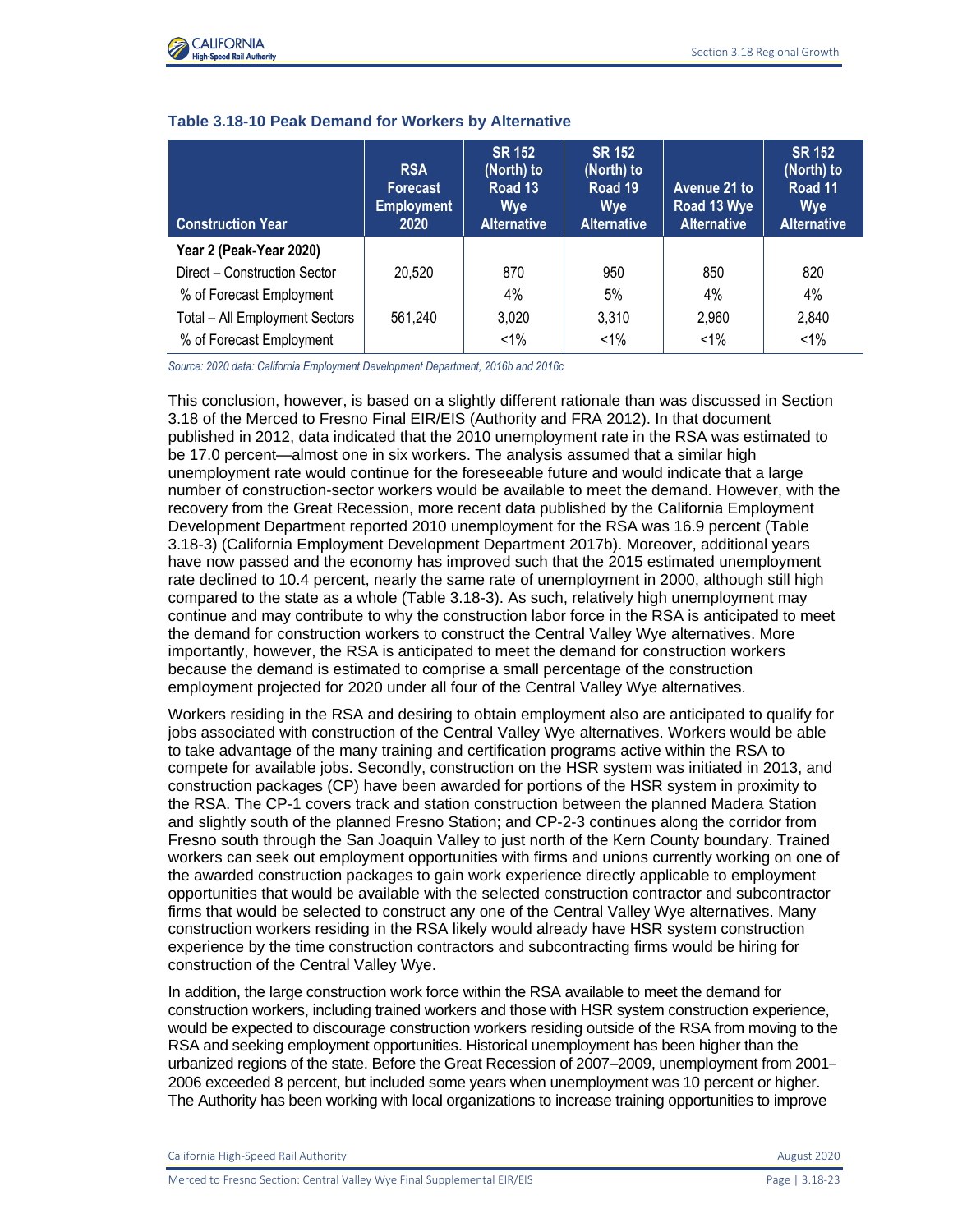**Table 3.18-10 Peak Demand for Workers by Alternative**

| Construction Year | RSA Forecast Employment 2020 | SR 152 (North) to Road 13 Wye Alternative | SR 152 (North) to Road 19 Wye Alternative | Avenue 21 to Road 13 Wye Alternative | SR 152 (North) to Road 11 Wye Alternative |
|---|---|---|---|---|---|
| **Year 2 (Peak-Year 2020)** | | | | | |
| Direct – Construction Sector | 20,520 | 870 | 950 | 850 | 820 |
| % of Forecast Employment | | 4% | 5% | 4% | 4% |
| Total – All Employment Sectors | 561,240 | 3,020 | 3,310 | 2,960 | 2,840 |
| % of Forecast Employment | | <1% | <1% | <1% | <1% |

*Source: 2020 data: California Employment Development Department, 2016b and 2016c*

This conclusion, however, is based on a slightly different rationale than was discussed in Section 3.18 of the Merced to Fresno Final EIR/EIS (Authority and FRA 2012). In that document published in 2012, data indicated that the 2010 unemployment rate in the RSA was estimated to be 17.0 percent—almost one in six workers. The analysis assumed that a similar high unemployment rate would continue for the foreseeable future and would indicate that a large number of construction-sector workers would be available to meet the demand. However, with the recovery from the Great Recession, more recent data published by the California Employment Development Department reported 2010 unemployment for the RSA was 16.9 percent (Table 3.18-3) (California Employment Development Department 2017b). Moreover, additional years have now passed and the economy has improved such that the 2015 estimated unemployment rate declined to 10.4 percent, nearly the same rate of unemployment in 2000, although still high compared to the state as a whole (Table 3.18-3). As such, relatively high unemployment may continue and may contribute to why the construction labor force in the RSA is anticipated to meet the demand for construction workers to construct the Central Valley Wye alternatives. More importantly, however, the RSA is anticipated to meet the demand for construction workers because the demand is estimated to comprise a small percentage of the construction employment projected for 2020 under all four of the Central Valley Wye alternatives.

Workers residing in the RSA and desiring to obtain employment also are anticipated to qualify for jobs associated with construction of the Central Valley Wye alternatives. Workers would be able to take advantage of the many training and certification programs active within the RSA to compete for available jobs. Secondly, construction on the HSR system was initiated in 2013, and construction packages (CP) have been awarded for portions of the HSR system in proximity to the RSA. The CP-1 covers track and station construction between the planned Madera Station and slightly south of the planned Fresno Station; and CP-2-3 continues along the corridor from Fresno south through the San Joaquin Valley to just north of the Kern County boundary. Trained workers can seek out employment opportunities with firms and unions currently working on one of the awarded construction packages to gain work experience directly applicable to employment opportunities that would be available with the selected construction contractor and subcontractor firms that would be selected to construct any one of the Central Valley Wye alternatives. Many construction workers residing in the RSA likely would already have HSR system construction experience by the time construction contractors and subcontracting firms would be hiring for construction of the Central Valley Wye.

In addition, the large construction work force within the RSA available to meet the demand for construction workers, including trained workers and those with HSR system construction experience, would be expected to discourage construction workers residing outside of the RSA from moving to the RSA and seeking employment opportunities. Historical unemployment has been higher than the urbanized regions of the state. Before the Great Recession of 2007–2009, unemployment from 2001–2006 exceeded 8 percent, but included some years when unemployment was 10 percent or higher. The Authority has been working with local organizations to increase training opportunities to improve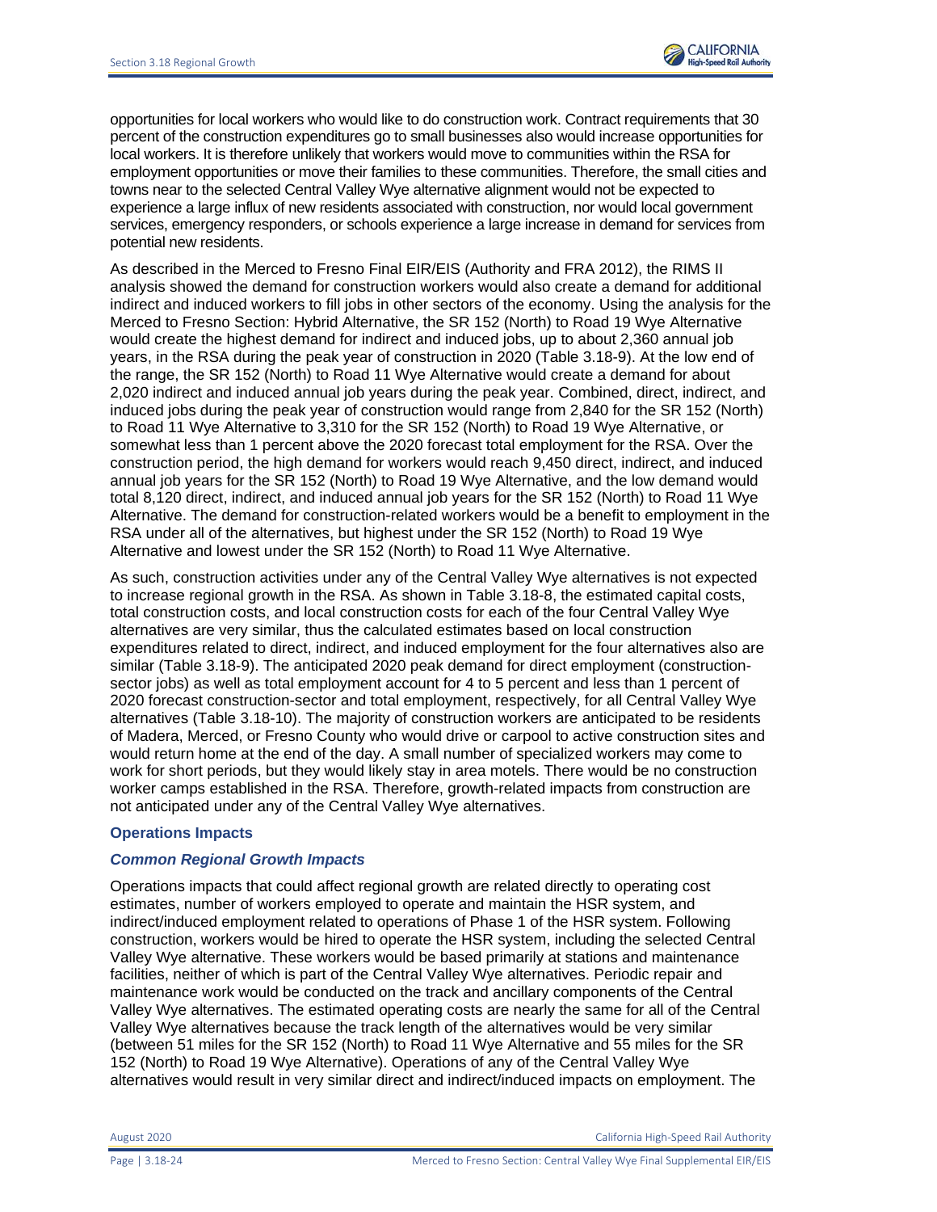opportunities for local workers who would like to do construction work. Contract requirements that 30 percent of the construction expenditures go to small businesses also would increase opportunities for local workers. It is therefore unlikely that workers would move to communities within the RSA for employment opportunities or move their families to these communities. Therefore, the small cities and towns near to the selected Central Valley Wye alternative alignment would not be expected to experience a large influx of new residents associated with construction, nor would local government services, emergency responders, or schools experience a large increase in demand for services from potential new residents.

As described in the Merced to Fresno Final EIR/EIS (Authority and FRA 2012), the RIMS II analysis showed the demand for construction workers would also create a demand for additional indirect and induced workers to fill jobs in other sectors of the economy. Using the analysis for the Merced to Fresno Section: Hybrid Alternative, the SR 152 (North) to Road 19 Wye Alternative would create the highest demand for indirect and induced jobs, up to about 2,360 annual job years, in the RSA during the peak year of construction in 2020 (Table 3.18-9). At the low end of the range, the SR 152 (North) to Road 11 Wye Alternative would create a demand for about 2,020 indirect and induced annual job years during the peak year. Combined, direct, indirect, and induced jobs during the peak year of construction would range from 2,840 for the SR 152 (North) to Road 11 Wye Alternative to 3,310 for the SR 152 (North) to Road 19 Wye Alternative, or somewhat less than 1 percent above the 2020 forecast total employment for the RSA. Over the construction period, the high demand for workers would reach 9,450 direct, indirect, and induced annual job years for the SR 152 (North) to Road 19 Wye Alternative, and the low demand would total 8,120 direct, indirect, and induced annual job years for the SR 152 (North) to Road 11 Wye Alternative. The demand for construction-related workers would be a benefit to employment in the RSA under all of the alternatives, but highest under the SR 152 (North) to Road 19 Wye Alternative and lowest under the SR 152 (North) to Road 11 Wye Alternative.

As such, construction activities under any of the Central Valley Wye alternatives is not expected to increase regional growth in the RSA. As shown in Table 3.18-8, the estimated capital costs, total construction costs, and local construction costs for each of the four Central Valley Wye alternatives are very similar, thus the calculated estimates based on local construction expenditures related to direct, indirect, and induced employment for the four alternatives also are similar (Table 3.18-9). The anticipated 2020 peak demand for direct employment (construction-sector jobs) as well as total employment account for 4 to 5 percent and less than 1 percent of 2020 forecast construction-sector and total employment, respectively, for all Central Valley Wye alternatives (Table 3.18-10). The majority of construction workers are anticipated to be residents of Madera, Merced, or Fresno County who would drive or carpool to active construction sites and would return home at the end of the day. A small number of specialized workers may come to work for short periods, but they would likely stay in area motels. There would be no construction worker camps established in the RSA. Therefore, growth-related impacts from construction are not anticipated under any of the Central Valley Wye alternatives.

### Operations Impacts

#### *Common Regional Growth Impacts*

Operations impacts that could affect regional growth are related directly to operating cost estimates, number of workers employed to operate and maintain the HSR system, and indirect/induced employment related to operations of Phase 1 of the HSR system. Following construction, workers would be hired to operate the HSR system, including the selected Central Valley Wye alternative. These workers would be based primarily at stations and maintenance facilities, neither of which is part of the Central Valley Wye alternatives. Periodic repair and maintenance work would be conducted on the track and ancillary components of the Central Valley Wye alternatives. The estimated operating costs are nearly the same for all of the Central Valley Wye alternatives because the track length of the alternatives would be very similar (between 51 miles for the SR 152 (North) to Road 11 Wye Alternative and 55 miles for the SR 152 (North) to Road 19 Wye Alternative). Operations of any of the Central Valley Wye alternatives would result in very similar direct and indirect/induced impacts on employment. The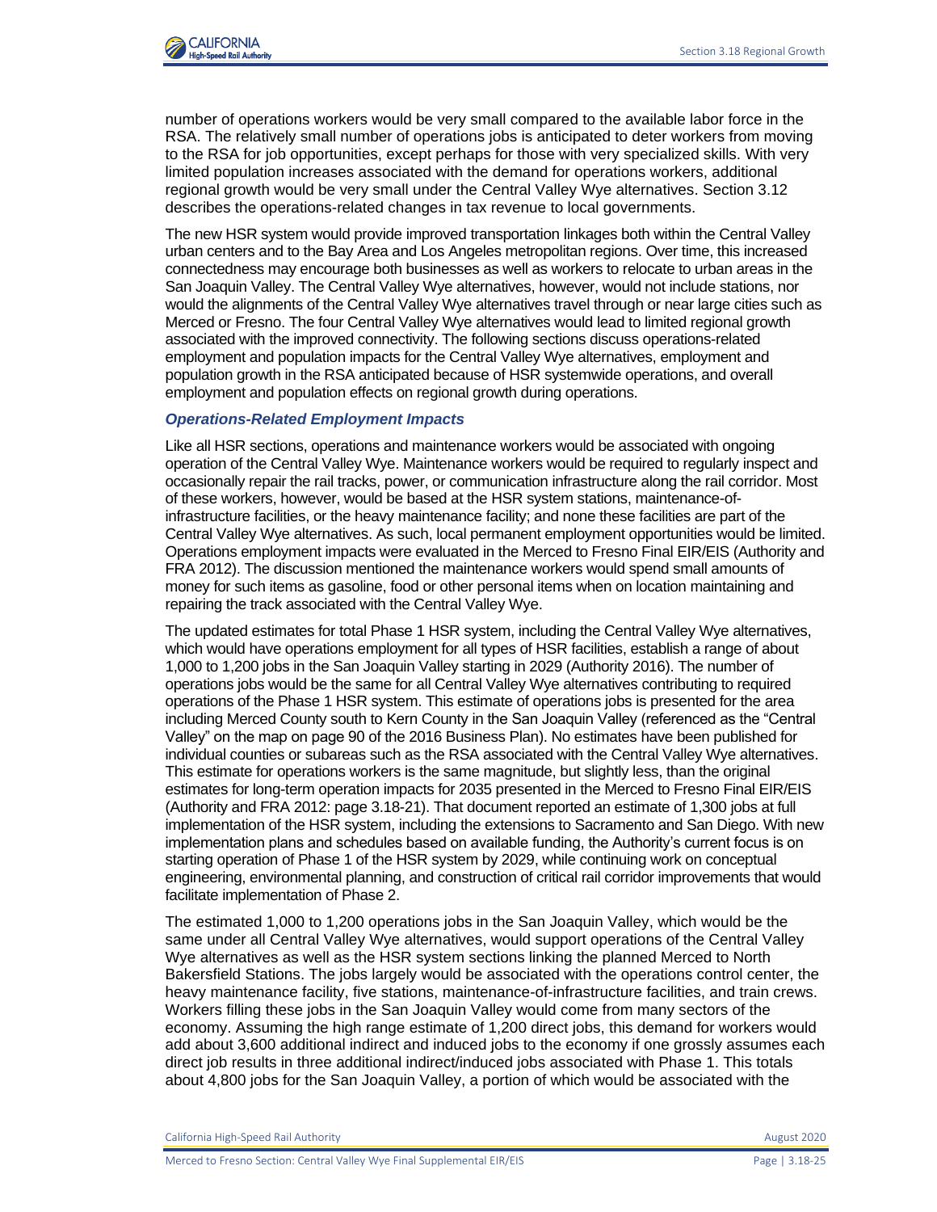number of operations workers would be very small compared to the available labor force in the RSA. The relatively small number of operations jobs is anticipated to deter workers from moving to the RSA for job opportunities, except perhaps for those with very specialized skills. With very limited population increases associated with the demand for operations workers, additional regional growth would be very small under the Central Valley Wye alternatives. Section 3.12 describes the operations-related changes in tax revenue to local governments.

The new HSR system would provide improved transportation linkages both within the Central Valley urban centers and to the Bay Area and Los Angeles metropolitan regions. Over time, this increased connectedness may encourage both businesses as well as workers to relocate to urban areas in the San Joaquin Valley. The Central Valley Wye alternatives, however, would not include stations, nor would the alignments of the Central Valley Wye alternatives travel through or near large cities such as Merced or Fresno. The four Central Valley Wye alternatives would lead to limited regional growth associated with the improved connectivity. The following sections discuss operations-related employment and population impacts for the Central Valley Wye alternatives, employment and population growth in the RSA anticipated because of HSR systemwide operations, and overall employment and population effects on regional growth during operations.

### *Operations-Related Employment Impacts*

Like all HSR sections, operations and maintenance workers would be associated with ongoing operation of the Central Valley Wye. Maintenance workers would be required to regularly inspect and occasionally repair the rail tracks, power, or communication infrastructure along the rail corridor. Most of these workers, however, would be based at the HSR system stations, maintenance-of-infrastructure facilities, or the heavy maintenance facility; and none these facilities are part of the Central Valley Wye alternatives. As such, local permanent employment opportunities would be limited. Operations employment impacts were evaluated in the Merced to Fresno Final EIR/EIS (Authority and FRA 2012). The discussion mentioned the maintenance workers would spend small amounts of money for such items as gasoline, food or other personal items when on location maintaining and repairing the track associated with the Central Valley Wye.

The updated estimates for total Phase 1 HSR system, including the Central Valley Wye alternatives, which would have operations employment for all types of HSR facilities, establish a range of about 1,000 to 1,200 jobs in the San Joaquin Valley starting in 2029 (Authority 2016). The number of operations jobs would be the same for all Central Valley Wye alternatives contributing to required operations of the Phase 1 HSR system. This estimate of operations jobs is presented for the area including Merced County south to Kern County in the San Joaquin Valley (referenced as the "Central Valley" on the map on page 90 of the 2016 Business Plan). No estimates have been published for individual counties or subareas such as the RSA associated with the Central Valley Wye alternatives. This estimate for operations workers is the same magnitude, but slightly less, than the original estimates for long-term operation impacts for 2035 presented in the Merced to Fresno Final EIR/EIS (Authority and FRA 2012: page 3.18-21). That document reported an estimate of 1,300 jobs at full implementation of the HSR system, including the extensions to Sacramento and San Diego. With new implementation plans and schedules based on available funding, the Authority's current focus is on starting operation of Phase 1 of the HSR system by 2029, while continuing work on conceptual engineering, environmental planning, and construction of critical rail corridor improvements that would facilitate implementation of Phase 2.

The estimated 1,000 to 1,200 operations jobs in the San Joaquin Valley, which would be the same under all Central Valley Wye alternatives, would support operations of the Central Valley Wye alternatives as well as the HSR system sections linking the planned Merced to North Bakersfield Stations. The jobs largely would be associated with the operations control center, the heavy maintenance facility, five stations, maintenance-of-infrastructure facilities, and train crews. Workers filling these jobs in the San Joaquin Valley would come from many sectors of the economy. Assuming the high range estimate of 1,200 direct jobs, this demand for workers would add about 3,600 additional indirect and induced jobs to the economy if one grossly assumes each direct job results in three additional indirect/induced jobs associated with Phase 1. This totals about 4,800 jobs for the San Joaquin Valley, a portion of which would be associated with the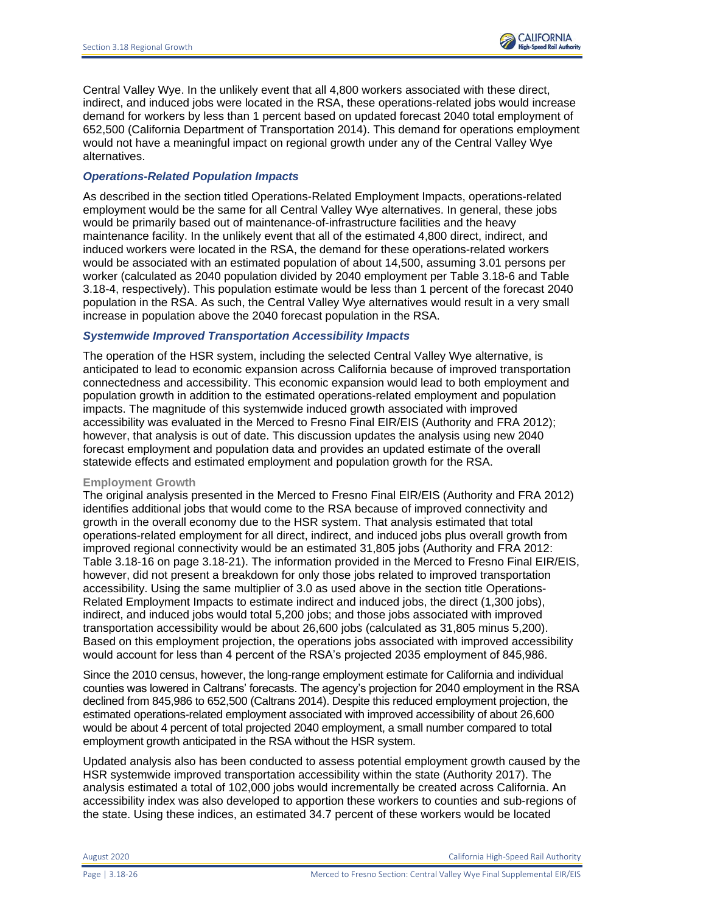Central Valley Wye. In the unlikely event that all 4,800 workers associated with these direct, indirect, and induced jobs were located in the RSA, these operations-related jobs would increase demand for workers by less than 1 percent based on updated forecast 2040 total employment of 652,500 (California Department of Transportation 2014). This demand for operations employment would not have a meaningful impact on regional growth under any of the Central Valley Wye alternatives.

### *Operations-Related Population Impacts*

As described in the section titled Operations-Related Employment Impacts, operations-related employment would be the same for all Central Valley Wye alternatives. In general, these jobs would be primarily based out of maintenance-of-infrastructure facilities and the heavy maintenance facility. In the unlikely event that all of the estimated 4,800 direct, indirect, and induced workers were located in the RSA, the demand for these operations-related workers would be associated with an estimated population of about 14,500, assuming 3.01 persons per worker (calculated as 2040 population divided by 2040 employment per Table 3.18-6 and Table 3.18-4, respectively). This population estimate would be less than 1 percent of the forecast 2040 population in the RSA. As such, the Central Valley Wye alternatives would result in a very small increase in population above the 2040 forecast population in the RSA.

### *Systemwide Improved Transportation Accessibility Impacts*

The operation of the HSR system, including the selected Central Valley Wye alternative, is anticipated to lead to economic expansion across California because of improved transportation connectedness and accessibility. This economic expansion would lead to both employment and population growth in addition to the estimated operations-related employment and population impacts. The magnitude of this systemwide induced growth associated with improved accessibility was evaluated in the Merced to Fresno Final EIR/EIS (Authority and FRA 2012); however, that analysis is out of date. This discussion updates the analysis using new 2040 forecast employment and population data and provides an updated estimate of the overall statewide effects and estimated employment and population growth for the RSA.

#### Employment Growth

The original analysis presented in the Merced to Fresno Final EIR/EIS (Authority and FRA 2012) identifies additional jobs that would come to the RSA because of improved connectivity and growth in the overall economy due to the HSR system. That analysis estimated that total operations-related employment for all direct, indirect, and induced jobs plus overall growth from improved regional connectivity would be an estimated 31,805 jobs (Authority and FRA 2012: Table 3.18-16 on page 3.18-21). The information provided in the Merced to Fresno Final EIR/EIS, however, did not present a breakdown for only those jobs related to improved transportation accessibility. Using the same multiplier of 3.0 as used above in the section title Operations-Related Employment Impacts to estimate indirect and induced jobs, the direct (1,300 jobs), indirect, and induced jobs would total 5,200 jobs; and those jobs associated with improved transportation accessibility would be about 26,600 jobs (calculated as 31,805 minus 5,200). Based on this employment projection, the operations jobs associated with improved accessibility would account for less than 4 percent of the RSA's projected 2035 employment of 845,986.

Since the 2010 census, however, the long-range employment estimate for California and individual counties was lowered in Caltrans' forecasts. The agency's projection for 2040 employment in the RSA declined from 845,986 to 652,500 (Caltrans 2014). Despite this reduced employment projection, the estimated operations-related employment associated with improved accessibility of about 26,600 would be about 4 percent of total projected 2040 employment, a small number compared to total employment growth anticipated in the RSA without the HSR system.

Updated analysis also has been conducted to assess potential employment growth caused by the HSR systemwide improved transportation accessibility within the state (Authority 2017). The analysis estimated a total of 102,000 jobs would incrementally be created across California. An accessibility index was also developed to apportion these workers to counties and sub-regions of the state. Using these indices, an estimated 34.7 percent of these workers would be located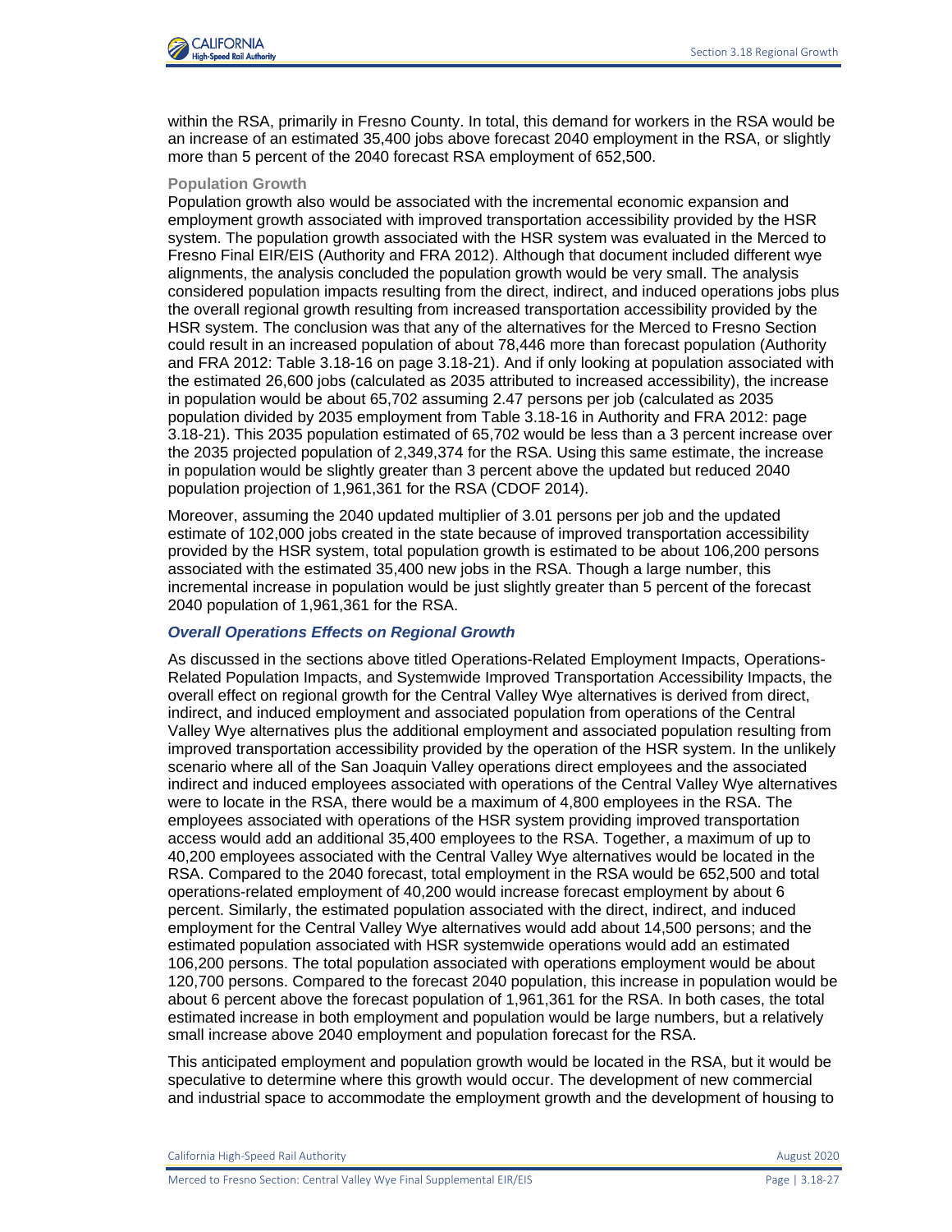within the RSA, primarily in Fresno County. In total, this demand for workers in the RSA would be an increase of an estimated 35,400 jobs above forecast 2040 employment in the RSA, or slightly more than 5 percent of the 2040 forecast RSA employment of 652,500.

#### Population Growth

Population growth also would be associated with the incremental economic expansion and employment growth associated with improved transportation accessibility provided by the HSR system. The population growth associated with the HSR system was evaluated in the Merced to Fresno Final EIR/EIS (Authority and FRA 2012). Although that document included different wye alignments, the analysis concluded the population growth would be very small. The analysis considered population impacts resulting from the direct, indirect, and induced operations jobs plus the overall regional growth resulting from increased transportation accessibility provided by the HSR system. The conclusion was that any of the alternatives for the Merced to Fresno Section could result in an increased population of about 78,446 more than forecast population (Authority and FRA 2012: Table 3.18-16 on page 3.18-21). And if only looking at population associated with the estimated 26,600 jobs (calculated as 2035 attributed to increased accessibility), the increase in population would be about 65,702 assuming 2.47 persons per job (calculated as 2035 population divided by 2035 employment from Table 3.18-16 in Authority and FRA 2012: page 3.18-21). This 2035 population estimated of 65,702 would be less than a 3 percent increase over the 2035 projected population of 2,349,374 for the RSA. Using this same estimate, the increase in population would be slightly greater than 3 percent above the updated but reduced 2040 population projection of 1,961,361 for the RSA (CDOF 2014).

Moreover, assuming the 2040 updated multiplier of 3.01 persons per job and the updated estimate of 102,000 jobs created in the state because of improved transportation accessibility provided by the HSR system, total population growth is estimated to be about 106,200 persons associated with the estimated 35,400 new jobs in the RSA. Though a large number, this incremental increase in population would be just slightly greater than 5 percent of the forecast 2040 population of 1,961,361 for the RSA.

### *Overall Operations Effects on Regional Growth*

As discussed in the sections above titled Operations-Related Employment Impacts, Operations-Related Population Impacts, and Systemwide Improved Transportation Accessibility Impacts, the overall effect on regional growth for the Central Valley Wye alternatives is derived from direct, indirect, and induced employment and associated population from operations of the Central Valley Wye alternatives plus the additional employment and associated population resulting from improved transportation accessibility provided by the operation of the HSR system. In the unlikely scenario where all of the San Joaquin Valley operations direct employees and the associated indirect and induced employees associated with operations of the Central Valley Wye alternatives were to locate in the RSA, there would be a maximum of 4,800 employees in the RSA. The employees associated with operations of the HSR system providing improved transportation access would add an additional 35,400 employees to the RSA. Together, a maximum of up to 40,200 employees associated with the Central Valley Wye alternatives would be located in the RSA. Compared to the 2040 forecast, total employment in the RSA would be 652,500 and total operations-related employment of 40,200 would increase forecast employment by about 6 percent. Similarly, the estimated population associated with the direct, indirect, and induced employment for the Central Valley Wye alternatives would add about 14,500 persons; and the estimated population associated with HSR systemwide operations would add an estimated 106,200 persons. The total population associated with operations employment would be about 120,700 persons. Compared to the forecast 2040 population, this increase in population would be about 6 percent above the forecast population of 1,961,361 for the RSA. In both cases, the total estimated increase in both employment and population would be large numbers, but a relatively small increase above 2040 employment and population forecast for the RSA.

This anticipated employment and population growth would be located in the RSA, but it would be speculative to determine where this growth would occur. The development of new commercial and industrial space to accommodate the employment growth and the development of housing to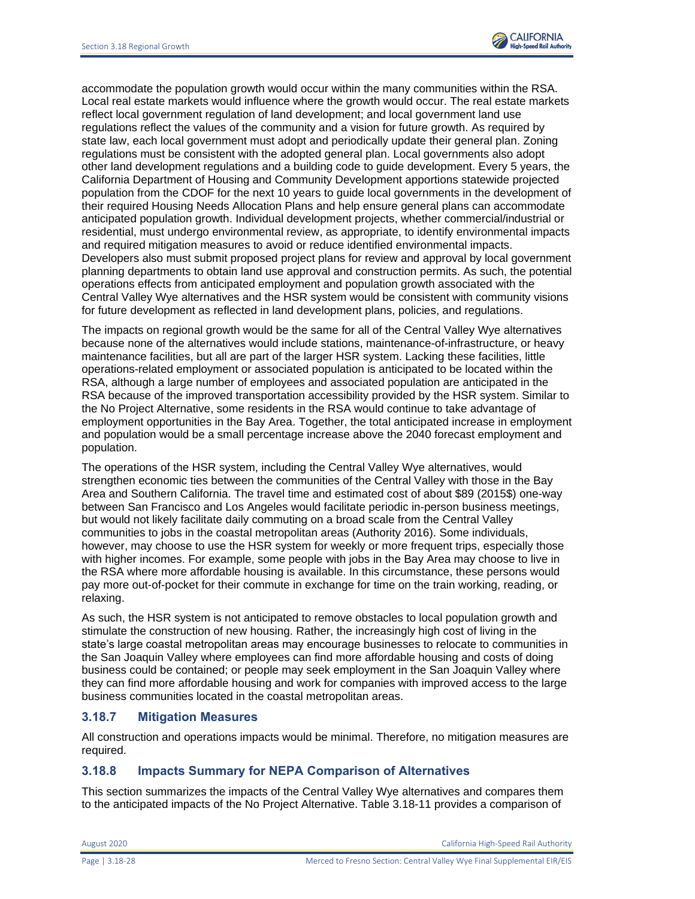accommodate the population growth would occur within the many communities within the RSA. Local real estate markets would influence where the growth would occur. The real estate markets reflect local government regulation of land development; and local government land use regulations reflect the values of the community and a vision for future growth. As required by state law, each local government must adopt and periodically update their general plan. Zoning regulations must be consistent with the adopted general plan. Local governments also adopt other land development regulations and a building code to guide development. Every 5 years, the California Department of Housing and Community Development apportions statewide projected population from the CDOF for the next 10 years to guide local governments in the development of their required Housing Needs Allocation Plans and help ensure general plans can accommodate anticipated population growth. Individual development projects, whether commercial/industrial or residential, must undergo environmental review, as appropriate, to identify environmental impacts and required mitigation measures to avoid or reduce identified environmental impacts. Developers also must submit proposed project plans for review and approval by local government planning departments to obtain land use approval and construction permits. As such, the potential operations effects from anticipated employment and population growth associated with the Central Valley Wye alternatives and the HSR system would be consistent with community visions for future development as reflected in land development plans, policies, and regulations.

The impacts on regional growth would be the same for all of the Central Valley Wye alternatives because none of the alternatives would include stations, maintenance-of-infrastructure, or heavy maintenance facilities, but all are part of the larger HSR system. Lacking these facilities, little operations-related employment or associated population is anticipated to be located within the RSA, although a large number of employees and associated population are anticipated in the RSA because of the improved transportation accessibility provided by the HSR system. Similar to the No Project Alternative, some residents in the RSA would continue to take advantage of employment opportunities in the Bay Area. Together, the total anticipated increase in employment and population would be a small percentage increase above the 2040 forecast employment and population.

The operations of the HSR system, including the Central Valley Wye alternatives, would strengthen economic ties between the communities of the Central Valley with those in the Bay Area and Southern California. The travel time and estimated cost of about $89 (2015$) one-way between San Francisco and Los Angeles would facilitate periodic in-person business meetings, but would not likely facilitate daily commuting on a broad scale from the Central Valley communities to jobs in the coastal metropolitan areas (Authority 2016). Some individuals, however, may choose to use the HSR system for weekly or more frequent trips, especially those with higher incomes. For example, some people with jobs in the Bay Area may choose to live in the RSA where more affordable housing is available. In this circumstance, these persons would pay more out-of-pocket for their commute in exchange for time on the train working, reading, or relaxing.

As such, the HSR system is not anticipated to remove obstacles to local population growth and stimulate the construction of new housing. Rather, the increasingly high cost of living in the state's large coastal metropolitan areas may encourage businesses to relocate to communities in the San Joaquin Valley where employees can find more affordable housing and costs of doing business could be contained; or people may seek employment in the San Joaquin Valley where they can find more affordable housing and work for companies with improved access to the large business communities located in the coastal metropolitan areas.

### 3.18.7 Mitigation Measures

All construction and operations impacts would be minimal. Therefore, no mitigation measures are required.

### 3.18.8 Impacts Summary for NEPA Comparison of Alternatives

This section summarizes the impacts of the Central Valley Wye alternatives and compares them to the anticipated impacts of the No Project Alternative. Table 3.18-11 provides a comparison of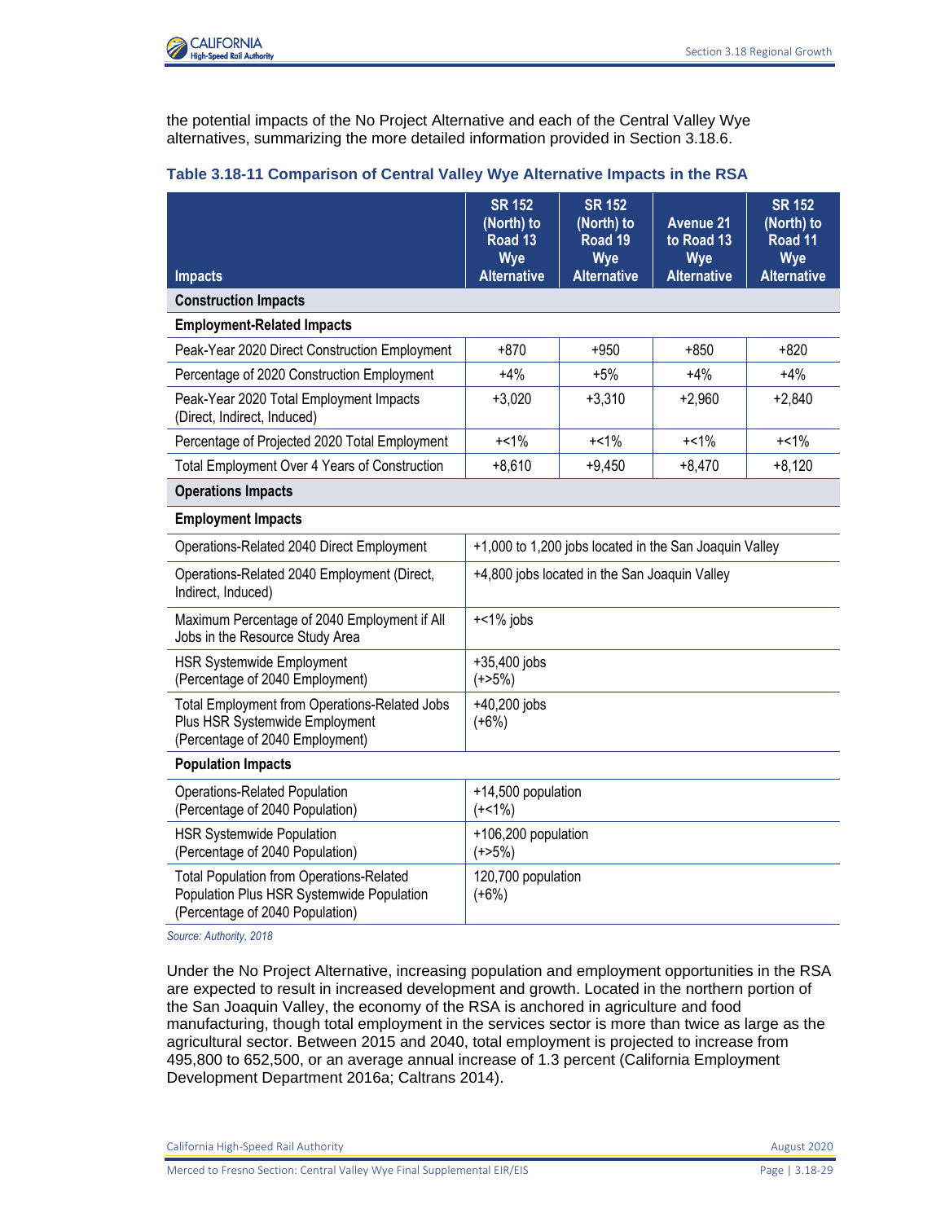the potential impacts of the No Project Alternative and each of the Central Valley Wye alternatives, summarizing the more detailed information provided in Section 3.18.6.

**Table 3.18-11 Comparison of Central Valley Wye Alternative Impacts in the RSA**

| Impacts | SR 152 (North) to Road 13 Wye Alternative | SR 152 (North) to Road 19 Wye Alternative | Avenue 21 to Road 13 Wye Alternative | SR 152 (North) to Road 11 Wye Alternative |
|---|---|---|---|---|
| **Construction Impacts** | | | | |
| **Employment-Related Impacts** | | | | |
| Peak-Year 2020 Direct Construction Employment | +870 | +950 | +850 | +820 |
| Percentage of 2020 Construction Employment | +4% | +5% | +4% | +4% |
| Peak-Year 2020 Total Employment Impacts (Direct, Indirect, Induced) | +3,020 | +3,310 | +2,960 | +2,840 |
| Percentage of Projected 2020 Total Employment | +<1% | +<1% | +<1% | +<1% |
| Total Employment Over 4 Years of Construction | +8,610 | +9,450 | +8,470 | +8,120 |
| **Operations Impacts** | | | | |
| **Employment Impacts** | | | | |
| Operations-Related 2040 Direct Employment | +1,000 to 1,200 jobs located in the San Joaquin Valley | | | |
| Operations-Related 2040 Employment (Direct, Indirect, Induced) | +4,800 jobs located in the San Joaquin Valley | | | |
| Maximum Percentage of 2040 Employment if All Jobs in the Resource Study Area | +<1% jobs | | | |
| HSR Systemwide Employment (Percentage of 2040 Employment) | +35,400 jobs (+>5%) | | | |
| Total Employment from Operations-Related Jobs Plus HSR Systemwide Employment (Percentage of 2040 Employment) | +40,200 jobs (+6%) | | | |
| **Population Impacts** | | | | |
| Operations-Related Population (Percentage of 2040 Population) | +14,500 population (+<1%) | | | |
| HSR Systemwide Population (Percentage of 2040 Population) | +106,200 population (+>5%) | | | |
| Total Population from Operations-Related Population Plus HSR Systemwide Population (Percentage of 2040 Population) | 120,700 population (+6%) | | | |

*Source: Authority, 2018*

Under the No Project Alternative, increasing population and employment opportunities in the RSA are expected to result in increased development and growth. Located in the northern portion of the San Joaquin Valley, the economy of the RSA is anchored in agriculture and food manufacturing, though total employment in the services sector is more than twice as large as the agricultural sector. Between 2015 and 2040, total employment is projected to increase from 495,800 to 652,500, or an average annual increase of 1.3 percent (California Employment Development Department 2016a; Caltrans 2014).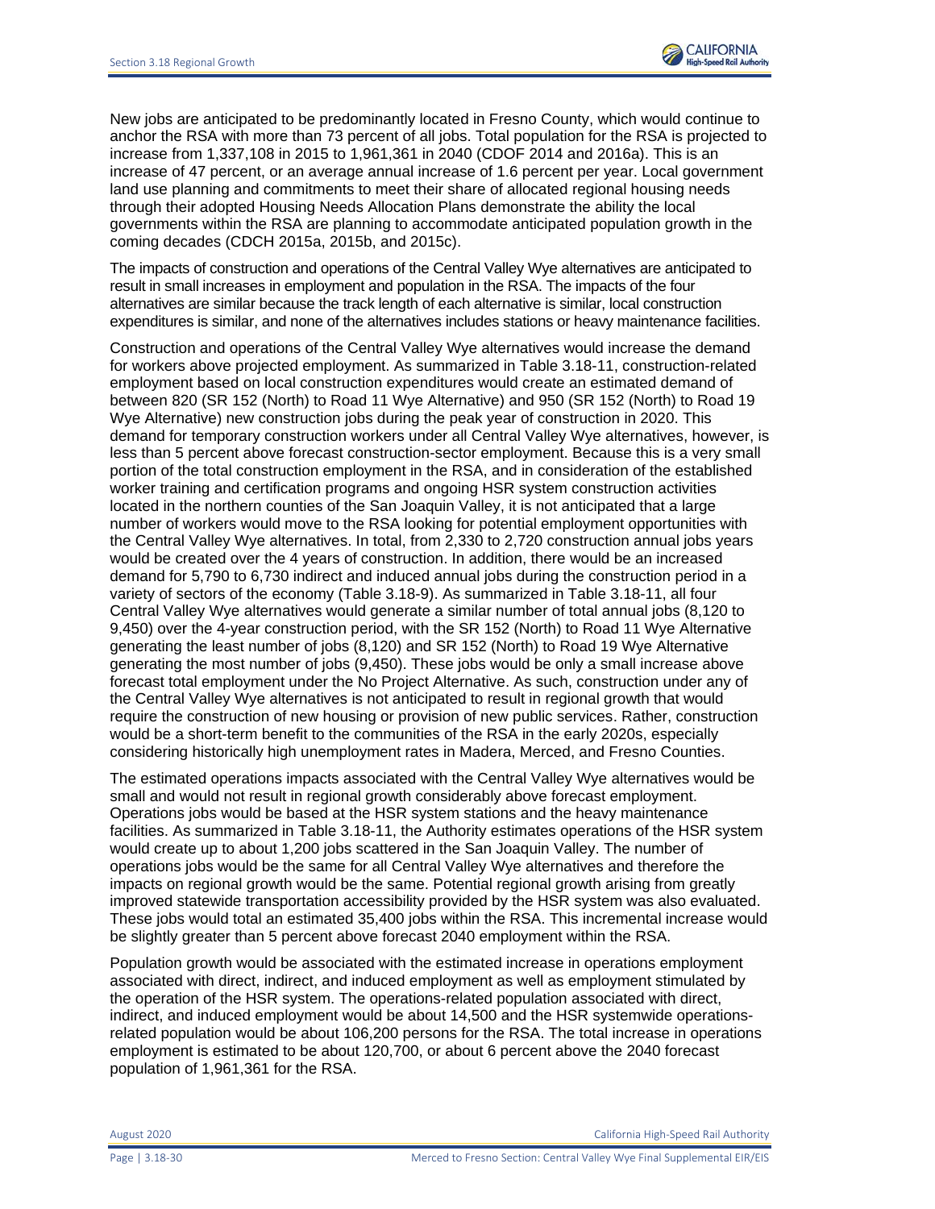New jobs are anticipated to be predominantly located in Fresno County, which would continue to anchor the RSA with more than 73 percent of all jobs. Total population for the RSA is projected to increase from 1,337,108 in 2015 to 1,961,361 in 2040 (CDOF 2014 and 2016a). This is an increase of 47 percent, or an average annual increase of 1.6 percent per year. Local government land use planning and commitments to meet their share of allocated regional housing needs through their adopted Housing Needs Allocation Plans demonstrate the ability the local governments within the RSA are planning to accommodate anticipated population growth in the coming decades (CDCH 2015a, 2015b, and 2015c).

The impacts of construction and operations of the Central Valley Wye alternatives are anticipated to result in small increases in employment and population in the RSA. The impacts of the four alternatives are similar because the track length of each alternative is similar, local construction expenditures is similar, and none of the alternatives includes stations or heavy maintenance facilities.

Construction and operations of the Central Valley Wye alternatives would increase the demand for workers above projected employment. As summarized in Table 3.18-11, construction-related employment based on local construction expenditures would create an estimated demand of between 820 (SR 152 (North) to Road 11 Wye Alternative) and 950 (SR 152 (North) to Road 19 Wye Alternative) new construction jobs during the peak year of construction in 2020. This demand for temporary construction workers under all Central Valley Wye alternatives, however, is less than 5 percent above forecast construction-sector employment. Because this is a very small portion of the total construction employment in the RSA, and in consideration of the established worker training and certification programs and ongoing HSR system construction activities located in the northern counties of the San Joaquin Valley, it is not anticipated that a large number of workers would move to the RSA looking for potential employment opportunities with the Central Valley Wye alternatives. In total, from 2,330 to 2,720 construction annual jobs years would be created over the 4 years of construction. In addition, there would be an increased demand for 5,790 to 6,730 indirect and induced annual jobs during the construction period in a variety of sectors of the economy (Table 3.18-9). As summarized in Table 3.18-11, all four Central Valley Wye alternatives would generate a similar number of total annual jobs (8,120 to 9,450) over the 4-year construction period, with the SR 152 (North) to Road 11 Wye Alternative generating the least number of jobs (8,120) and SR 152 (North) to Road 19 Wye Alternative generating the most number of jobs (9,450). These jobs would be only a small increase above forecast total employment under the No Project Alternative. As such, construction under any of the Central Valley Wye alternatives is not anticipated to result in regional growth that would require the construction of new housing or provision of new public services. Rather, construction would be a short-term benefit to the communities of the RSA in the early 2020s, especially considering historically high unemployment rates in Madera, Merced, and Fresno Counties.

The estimated operations impacts associated with the Central Valley Wye alternatives would be small and would not result in regional growth considerably above forecast employment. Operations jobs would be based at the HSR system stations and the heavy maintenance facilities. As summarized in Table 3.18-11, the Authority estimates operations of the HSR system would create up to about 1,200 jobs scattered in the San Joaquin Valley. The number of operations jobs would be the same for all Central Valley Wye alternatives and therefore the impacts on regional growth would be the same. Potential regional growth arising from greatly improved statewide transportation accessibility provided by the HSR system was also evaluated. These jobs would total an estimated 35,400 jobs within the RSA. This incremental increase would be slightly greater than 5 percent above forecast 2040 employment within the RSA.

Population growth would be associated with the estimated increase in operations employment associated with direct, indirect, and induced employment as well as employment stimulated by the operation of the HSR system. The operations-related population associated with direct, indirect, and induced employment would be about 14,500 and the HSR systemwide operations-related population would be about 106,200 persons for the RSA. The total increase in operations employment is estimated to be about 120,700, or about 6 percent above the 2040 forecast population of 1,961,361 for the RSA.